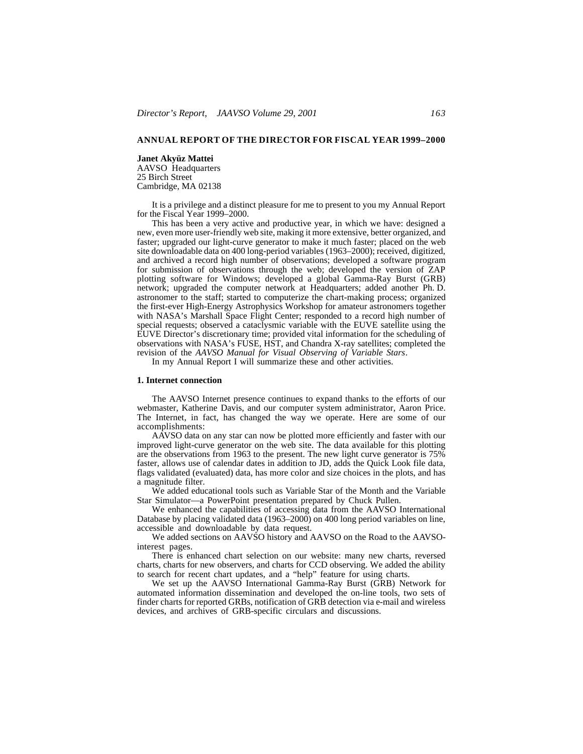# ANNUAL REPORT OF THE DIRECTOR FOR FISCAL YEAR 1999–2000

**Janet Akyüz Mattei**
AAVSO Headquarters
25 Birch Street
Cambridge, MA 02138

It is a privilege and a distinct pleasure for me to present to you my Annual Report for the Fiscal Year 1999–2000.

This has been a very active and productive year, in which we have: designed a new, even more user-friendly web site, making it more extensive, better organized, and faster; upgraded our light-curve generator to make it much faster; placed on the web site downloadable data on 400 long-period variables (1963–2000); received, digitized, and archived a record high number of observations; developed a software program for submission of observations through the web; developed the version of ZAP plotting software for Windows; developed a global Gamma-Ray Burst (GRB) network; upgraded the computer network at Headquarters; added another Ph. D. astronomer to the staff; started to computerize the chart-making process; organized the first-ever High-Energy Astrophysics Workshop for amateur astronomers together with NASA's Marshall Space Flight Center; responded to a record high number of special requests; observed a cataclysmic variable with the EUVE satellite using the EUVE Director's discretionary time; provided vital information for the scheduling of observations with NASA's FUSE, HST, and Chandra X-ray satellites; completed the revision of the *AAVSO Manual for Visual Observing of Variable Stars*.

In my Annual Report I will summarize these and other activities.

## 1. Internet connection

The AAVSO Internet presence continues to expand thanks to the efforts of our webmaster, Katherine Davis, and our computer system administrator, Aaron Price. The Internet, in fact, has changed the way we operate. Here are some of our accomplishments:

AAVSO data on any star can now be plotted more efficiently and faster with our improved light-curve generator on the web site. The data available for this plotting are the observations from 1963 to the present. The new light curve generator is 75% faster, allows use of calendar dates in addition to JD, adds the Quick Look file data, flags validated (evaluated) data, has more color and size choices in the plots, and has a magnitude filter.

We added educational tools such as Variable Star of the Month and the Variable Star Simulator—a PowerPoint presentation prepared by Chuck Pullen.

We enhanced the capabilities of accessing data from the AAVSO International Database by placing validated data (1963–2000) on 400 long period variables on line, accessible and downloadable by data request.

We added sections on AAVSO history and AAVSO on the Road to the AAVSO-interest pages.

There is enhanced chart selection on our website: many new charts, reversed charts, charts for new observers, and charts for CCD observing. We added the ability to search for recent chart updates, and a "help" feature for using charts.

We set up the AAVSO International Gamma-Ray Burst (GRB) Network for automated information dissemination and developed the on-line tools, two sets of finder charts for reported GRBs, notification of GRB detection via e-mail and wireless devices, and archives of GRB-specific circulars and discussions.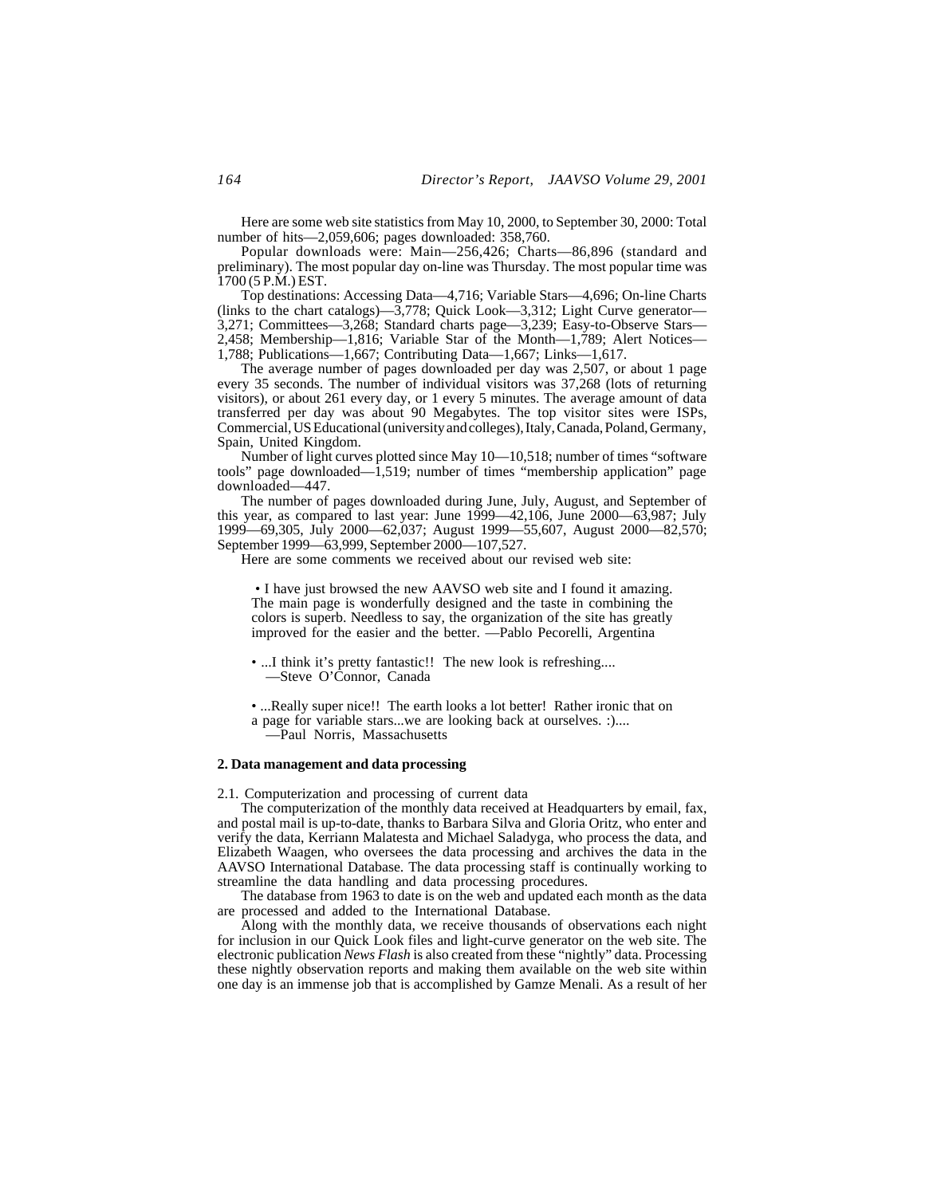Here are some web site statistics from May 10, 2000, to September 30, 2000: Total number of hits—2,059,606; pages downloaded: 358,760.

Popular downloads were: Main—256,426; Charts—86,896 (standard and preliminary). The most popular day on-line was Thursday. The most popular time was 1700 (5 P.M.) EST.

Top destinations: Accessing Data—4,716; Variable Stars—4,696; On-line Charts (links to the chart catalogs)—3,778; Quick Look—3,312; Light Curve generator—3,271; Committees—3,268; Standard charts page—3,239; Easy-to-Observe Stars—2,458; Membership—1,816; Variable Star of the Month—1,789; Alert Notices—1,788; Publications—1,667; Contributing Data—1,667; Links—1,617.

The average number of pages downloaded per day was 2,507, or about 1 page every 35 seconds. The number of individual visitors was 37,268 (lots of returning visitors), or about 261 every day, or 1 every 5 minutes. The average amount of data transferred per day was about 90 Megabytes. The top visitor sites were ISPs, Commercial, US Educational (university and colleges), Italy, Canada, Poland, Germany, Spain, United Kingdom.

Number of light curves plotted since May 10—10,518; number of times "software tools" page downloaded—1,519; number of times "membership application" page downloaded—447.

The number of pages downloaded during June, July, August, and September of this year, as compared to last year: June 1999—42,106, June 2000—63,987; July 1999—69,305, July 2000—62,037; August 1999—55,607, August 2000—82,570; September 1999—63,999, September 2000—107,527.

Here are some comments we received about our revised web site:

> • I have just browsed the new AAVSO web site and I found it amazing. The main page is wonderfully designed and the taste in combining the colors is superb. Needless to say, the organization of the site has greatly improved for the easier and the better. —Pablo Pecorelli, Argentina

> • ...I think it's pretty fantastic!! The new look is refreshing....
> —Steve O'Connor, Canada

> • ...Really super nice!! The earth looks a lot better! Rather ironic that on a page for variable stars...we are looking back at ourselves. :)....
> —Paul Norris, Massachusetts

## 2. Data management and data processing

### 2.1. Computerization and processing of current data

The computerization of the monthly data received at Headquarters by email, fax, and postal mail is up-to-date, thanks to Barbara Silva and Gloria Oritz, who enter and verify the data, Kerriann Malatesta and Michael Saladyga, who process the data, and Elizabeth Waagen, who oversees the data processing and archives the data in the AAVSO International Database. The data processing staff is continually working to streamline the data handling and data processing procedures.

The database from 1963 to date is on the web and updated each month as the data are processed and added to the International Database.

Along with the monthly data, we receive thousands of observations each night for inclusion in our Quick Look files and light-curve generator on the web site. The electronic publication *News Flash* is also created from these "nightly" data. Processing these nightly observation reports and making them available on the web site within one day is an immense job that is accomplished by Gamze Menali. As a result of her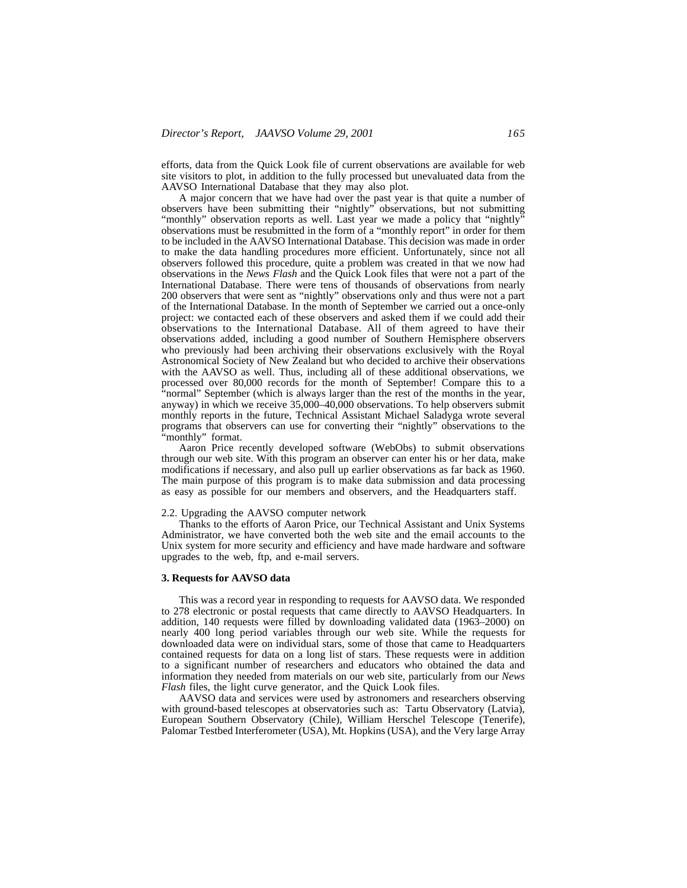efforts, data from the Quick Look file of current observations are available for web site visitors to plot, in addition to the fully processed but unevaluated data from the AAVSO International Database that they may also plot.

A major concern that we have had over the past year is that quite a number of observers have been submitting their "nightly" observations, but not submitting "monthly" observation reports as well. Last year we made a policy that "nightly" observations must be resubmitted in the form of a "monthly report" in order for them to be included in the AAVSO International Database. This decision was made in order to make the data handling procedures more efficient. Unfortunately, since not all observers followed this procedure, quite a problem was created in that we now had observations in the *News Flash* and the Quick Look files that were not a part of the International Database. There were tens of thousands of observations from nearly 200 observers that were sent as "nightly" observations only and thus were not a part of the International Database. In the month of September we carried out a once-only project: we contacted each of these observers and asked them if we could add their observations to the International Database. All of them agreed to have their observations added, including a good number of Southern Hemisphere observers who previously had been archiving their observations exclusively with the Royal Astronomical Society of New Zealand but who decided to archive their observations with the AAVSO as well. Thus, including all of these additional observations, we processed over 80,000 records for the month of September! Compare this to a "normal" September (which is always larger than the rest of the months in the year, anyway) in which we receive 35,000–40,000 observations. To help observers submit monthly reports in the future, Technical Assistant Michael Saladyga wrote several programs that observers can use for converting their "nightly" observations to the "monthly" format.

Aaron Price recently developed software (WebObs) to submit observations through our web site. With this program an observer can enter his or her data, make modifications if necessary, and also pull up earlier observations as far back as 1960. The main purpose of this program is to make data submission and data processing as easy as possible for our members and observers, and the Headquarters staff.

2.2. Upgrading the AAVSO computer network

Thanks to the efforts of Aaron Price, our Technical Assistant and Unix Systems Administrator, we have converted both the web site and the email accounts to the Unix system for more security and efficiency and have made hardware and software upgrades to the web, ftp, and e-mail servers.

## 3. Requests for AAVSO data

This was a record year in responding to requests for AAVSO data. We responded to 278 electronic or postal requests that came directly to AAVSO Headquarters. In addition, 140 requests were filled by downloading validated data (1963–2000) on nearly 400 long period variables through our web site. While the requests for downloaded data were on individual stars, some of those that came to Headquarters contained requests for data on a long list of stars. These requests were in addition to a significant number of researchers and educators who obtained the data and information they needed from materials on our web site, particularly from our *News Flash* files, the light curve generator, and the Quick Look files.

AAVSO data and services were used by astronomers and researchers observing with ground-based telescopes at observatories such as: Tartu Observatory (Latvia), European Southern Observatory (Chile), William Herschel Telescope (Tenerife), Palomar Testbed Interferometer (USA), Mt. Hopkins (USA), and the Very large Array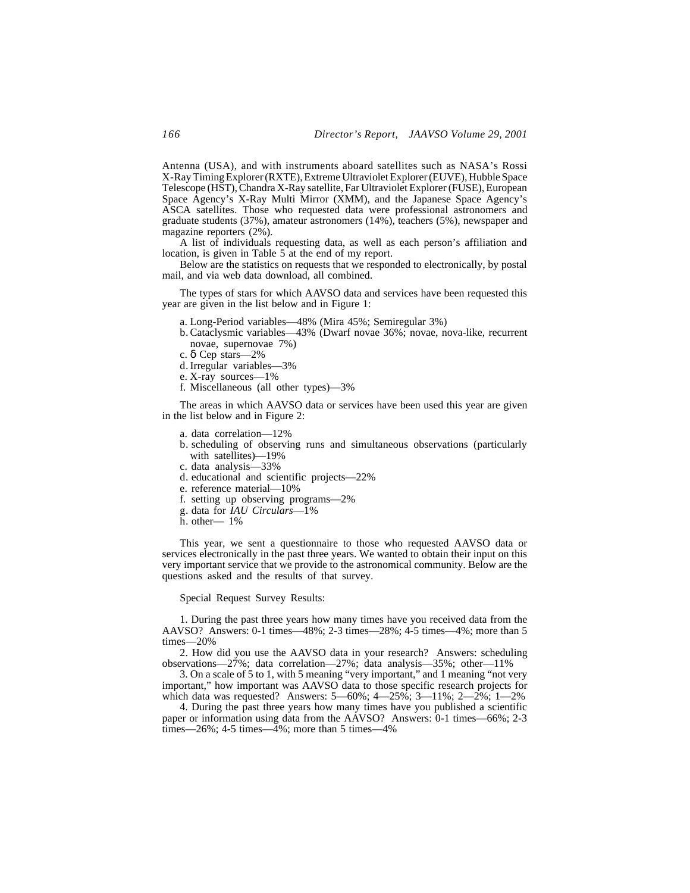Antenna (USA), and with instruments aboard satellites such as NASA's Rossi X-Ray Timing Explorer (RXTE), Extreme Ultraviolet Explorer (EUVE), Hubble Space Telescope (HST), Chandra X-Ray satellite, Far Ultraviolet Explorer (FUSE), European Space Agency's X-Ray Multi Mirror (XMM), and the Japanese Space Agency's ASCA satellites. Those who requested data were professional astronomers and graduate students (37%), amateur astronomers (14%), teachers (5%), newspaper and magazine reporters (2%).

A list of individuals requesting data, as well as each person's affiliation and location, is given in Table 5 at the end of my report.

Below are the statistics on requests that we responded to electronically, by postal mail, and via web data download, all combined.

The types of stars for which AAVSO data and services have been requested this year are given in the list below and in Figure 1:

a. Long-Period variables—48% (Mira 45%; Semiregular 3%)
b. Cataclysmic variables—43% (Dwarf novae 36%; novae, nova-like, recurrent novae, supernovae 7%)
c. δ Cep stars—2%
d. Irregular variables—3%
e. X-ray sources—1%
f. Miscellaneous (all other types)—3%

The areas in which AAVSO data or services have been used this year are given in the list below and in Figure 2:

a. data correlation—12%
b. scheduling of observing runs and simultaneous observations (particularly with satellites)—19%
c. data analysis—33%
d. educational and scientific projects—22%
e. reference material—10%
f. setting up observing programs—2%
g. data for *IAU Circulars*—1%
h. other— 1%

This year, we sent a questionnaire to those who requested AAVSO data or services electronically in the past three years. We wanted to obtain their input on this very important service that we provide to the astronomical community. Below are the questions asked and the results of that survey.

Special Request Survey Results:

1. During the past three years how many times have you received data from the AAVSO? Answers: 0-1 times—48%; 2-3 times—28%; 4-5 times—4%; more than 5 times—20%

2. How did you use the AAVSO data in your research? Answers: scheduling observations—27%; data correlation—27%; data analysis—35%; other—11%

3. On a scale of 5 to 1, with 5 meaning "very important," and 1 meaning "not very important," how important was AAVSO data to those specific research projects for which data was requested? Answers: 5—60%; 4—25%; 3—11%; 2—2%; 1—2%

4. During the past three years how many times have you published a scientific paper or information using data from the AAVSO? Answers: 0-1 times—66%; 2-3 times—26%; 4-5 times—4%; more than 5 times—4%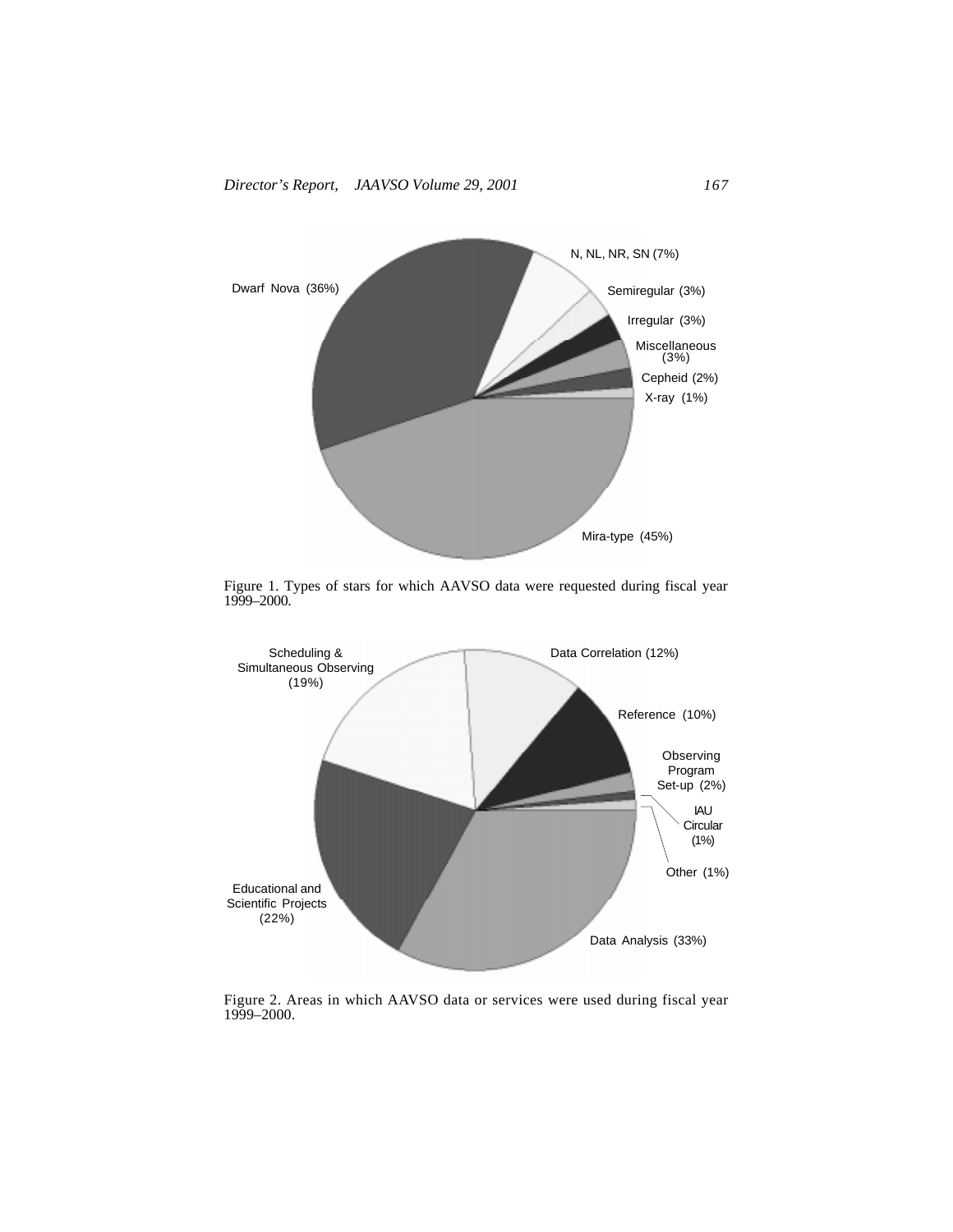Figure 1. Types of stars for which AAVSO data were requested during fiscal year 1999–2000.

Figure 2. Areas in which AAVSO data or services were used during fiscal year 1999–2000.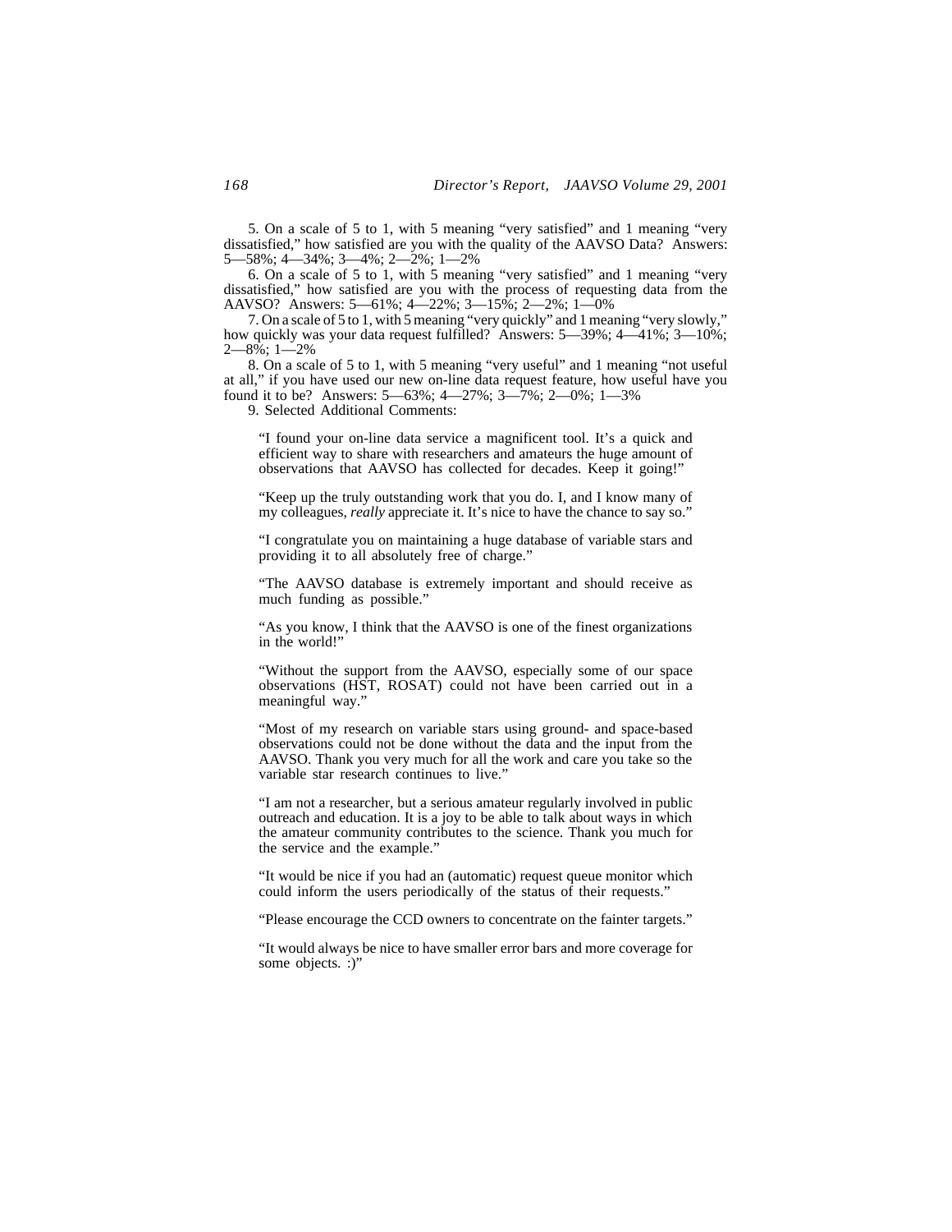5. On a scale of 5 to 1, with 5 meaning "very satisfied" and 1 meaning "very dissatisfied," how satisfied are you with the quality of the AAVSO Data? Answers: 5—58%; 4—34%; 3—4%; 2—2%; 1—2%

6. On a scale of 5 to 1, with 5 meaning "very satisfied" and 1 meaning "very dissatisfied," how satisfied are you with the process of requesting data from the AAVSO? Answers: 5—61%; 4—22%; 3—15%; 2—2%; 1—0%

7. On a scale of 5 to 1, with 5 meaning "very quickly" and 1 meaning "very slowly," how quickly was your data request fulfilled? Answers: 5—39%; 4—41%; 3—10%; 2—8%; 1—2%

8. On a scale of 5 to 1, with 5 meaning "very useful" and 1 meaning "not useful at all," if you have used our new on-line data request feature, how useful have you found it to be? Answers: 5—63%; 4—27%; 3—7%; 2—0%; 1—3%

9. Selected Additional Comments:

> "I found your on-line data service a magnificent tool. It's a quick and efficient way to share with researchers and amateurs the huge amount of observations that AAVSO has collected for decades. Keep it going!"

> "Keep up the truly outstanding work that you do. I, and I know many of my colleagues, *really* appreciate it. It's nice to have the chance to say so."

> "I congratulate you on maintaining a huge database of variable stars and providing it to all absolutely free of charge."

> "The AAVSO database is extremely important and should receive as much funding as possible."

> "As you know, I think that the AAVSO is one of the finest organizations in the world!"

> "Without the support from the AAVSO, especially some of our space observations (HST, ROSAT) could not have been carried out in a meaningful way."

> "Most of my research on variable stars using ground- and space-based observations could not be done without the data and the input from the AAVSO. Thank you very much for all the work and care you take so the variable star research continues to live."

> "I am not a researcher, but a serious amateur regularly involved in public outreach and education. It is a joy to be able to talk about ways in which the amateur community contributes to the science. Thank you much for the service and the example."

> "It would be nice if you had an (automatic) request queue monitor which could inform the users periodically of the status of their requests."

> "Please encourage the CCD owners to concentrate on the fainter targets."

> "It would always be nice to have smaller error bars and more coverage for some objects. :)"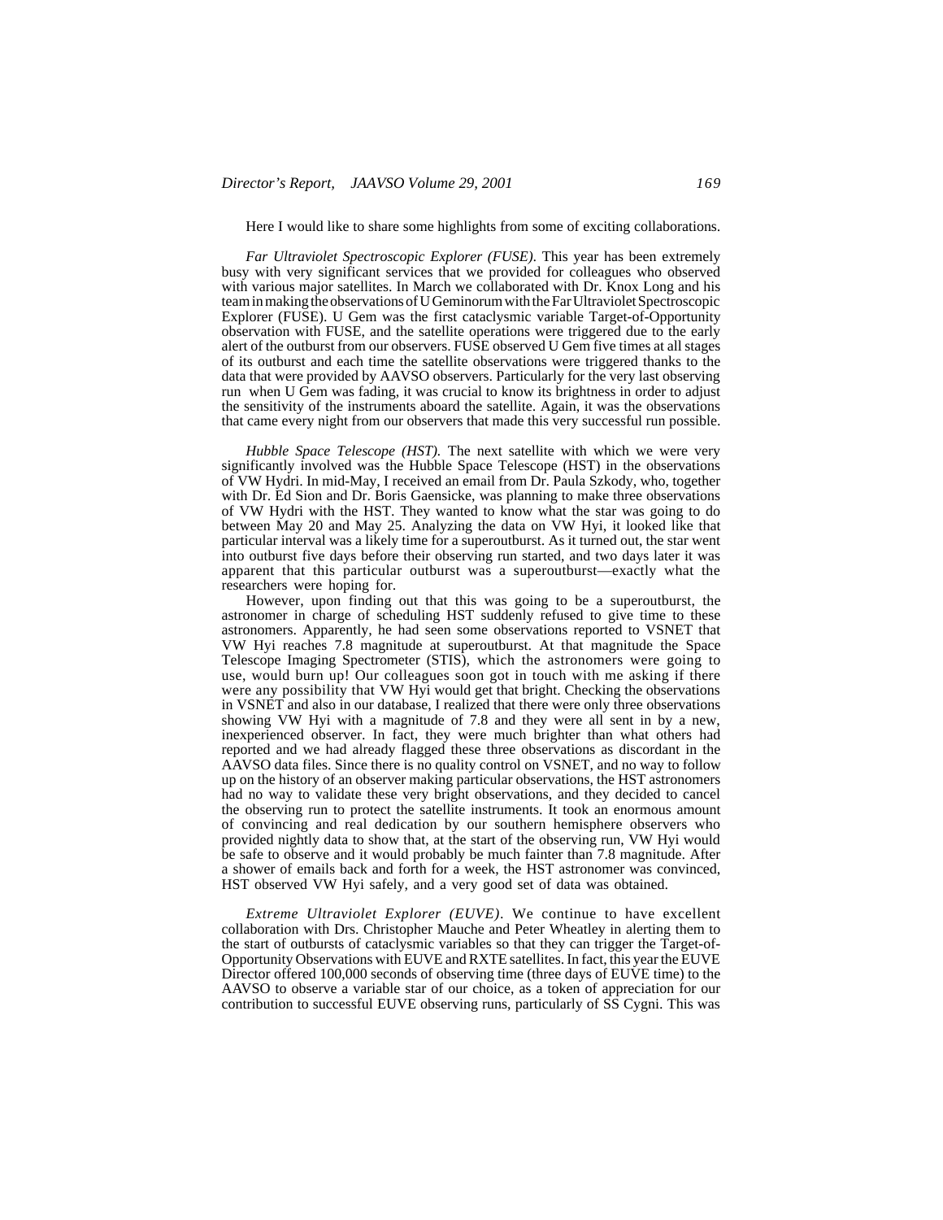Here I would like to share some highlights from some of exciting collaborations.

*Far Ultraviolet Spectroscopic Explorer (FUSE).* This year has been extremely busy with very significant services that we provided for colleagues who observed with various major satellites. In March we collaborated with Dr. Knox Long and his team in making the observations of U Geminorum with the Far Ultraviolet Spectroscopic Explorer (FUSE). U Gem was the first cataclysmic variable Target-of-Opportunity observation with FUSE, and the satellite operations were triggered due to the early alert of the outburst from our observers. FUSE observed U Gem five times at all stages of its outburst and each time the satellite observations were triggered thanks to the data that were provided by AAVSO observers. Particularly for the very last observing run when U Gem was fading, it was crucial to know its brightness in order to adjust the sensitivity of the instruments aboard the satellite. Again, it was the observations that came every night from our observers that made this very successful run possible.

*Hubble Space Telescope (HST).* The next satellite with which we were very significantly involved was the Hubble Space Telescope (HST) in the observations of VW Hydri. In mid-May, I received an email from Dr. Paula Szkody, who, together with Dr. Ed Sion and Dr. Boris Gaensicke, was planning to make three observations of VW Hydri with the HST. They wanted to know what the star was going to do between May 20 and May 25. Analyzing the data on VW Hyi, it looked like that particular interval was a likely time for a superoutburst. As it turned out, the star went into outburst five days before their observing run started, and two days later it was apparent that this particular outburst was a superoutburst—exactly what the researchers were hoping for.

However, upon finding out that this was going to be a superoutburst, the astronomer in charge of scheduling HST suddenly refused to give time to these astronomers. Apparently, he had seen some observations reported to VSNET that VW Hyi reaches 7.8 magnitude at superoutburst. At that magnitude the Space Telescope Imaging Spectrometer (STIS), which the astronomers were going to use, would burn up! Our colleagues soon got in touch with me asking if there were any possibility that VW Hyi would get that bright. Checking the observations in VSNET and also in our database, I realized that there were only three observations showing VW Hyi with a magnitude of 7.8 and they were all sent in by a new, inexperienced observer. In fact, they were much brighter than what others had reported and we had already flagged these three observations as discordant in the AAVSO data files. Since there is no quality control on VSNET, and no way to follow up on the history of an observer making particular observations, the HST astronomers had no way to validate these very bright observations, and they decided to cancel the observing run to protect the satellite instruments. It took an enormous amount of convincing and real dedication by our southern hemisphere observers who provided nightly data to show that, at the start of the observing run, VW Hyi would be safe to observe and it would probably be much fainter than 7.8 magnitude. After a shower of emails back and forth for a week, the HST astronomer was convinced, HST observed VW Hyi safely, and a very good set of data was obtained.

*Extreme Ultraviolet Explorer (EUVE).* We continue to have excellent collaboration with Drs. Christopher Mauche and Peter Wheatley in alerting them to the start of outbursts of cataclysmic variables so that they can trigger the Target-of-Opportunity Observations with EUVE and RXTE satellites. In fact, this year the EUVE Director offered 100,000 seconds of observing time (three days of EUVE time) to the AAVSO to observe a variable star of our choice, as a token of appreciation for our contribution to successful EUVE observing runs, particularly of SS Cygni. This was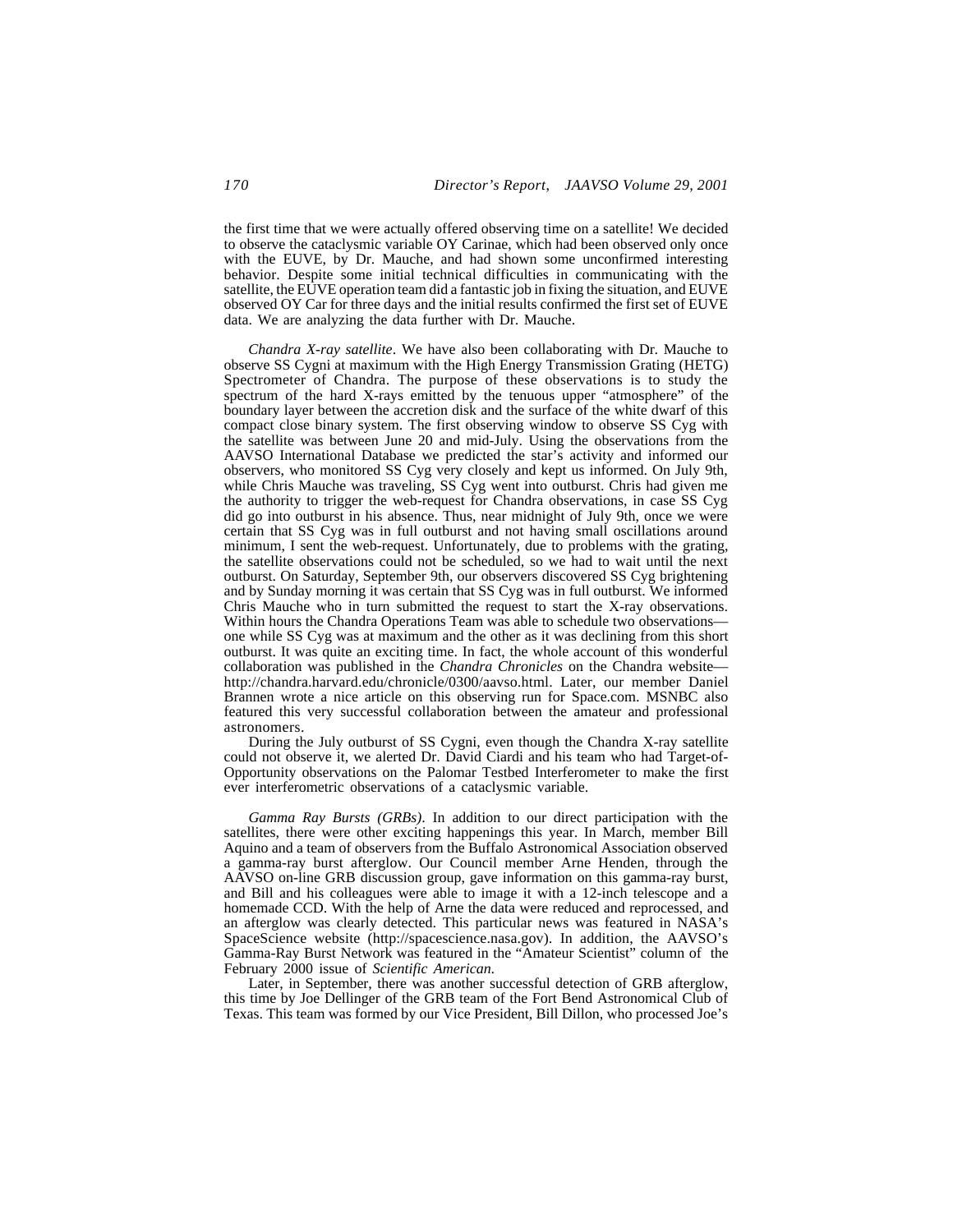the first time that we were actually offered observing time on a satellite! We decided to observe the cataclysmic variable OY Carinae, which had been observed only once with the EUVE, by Dr. Mauche, and had shown some unconfirmed interesting behavior. Despite some initial technical difficulties in communicating with the satellite, the EUVE operation team did a fantastic job in fixing the situation, and EUVE observed OY Car for three days and the initial results confirmed the first set of EUVE data. We are analyzing the data further with Dr. Mauche.

*Chandra X-ray satellite*. We have also been collaborating with Dr. Mauche to observe SS Cygni at maximum with the High Energy Transmission Grating (HETG) Spectrometer of Chandra. The purpose of these observations is to study the spectrum of the hard X-rays emitted by the tenuous upper "atmosphere" of the boundary layer between the accretion disk and the surface of the white dwarf of this compact close binary system. The first observing window to observe SS Cyg with the satellite was between June 20 and mid-July. Using the observations from the AAVSO International Database we predicted the star's activity and informed our observers, who monitored SS Cyg very closely and kept us informed. On July 9th, while Chris Mauche was traveling, SS Cyg went into outburst. Chris had given me the authority to trigger the web-request for Chandra observations, in case SS Cyg did go into outburst in his absence. Thus, near midnight of July 9th, once we were certain that SS Cyg was in full outburst and not having small oscillations around minimum, I sent the web-request. Unfortunately, due to problems with the grating, the satellite observations could not be scheduled, so we had to wait until the next outburst. On Saturday, September 9th, our observers discovered SS Cyg brightening and by Sunday morning it was certain that SS Cyg was in full outburst. We informed Chris Mauche who in turn submitted the request to start the X-ray observations. Within hours the Chandra Operations Team was able to schedule two observations—one while SS Cyg was at maximum and the other as it was declining from this short outburst. It was quite an exciting time. In fact, the whole account of this wonderful collaboration was published in the *Chandra Chronicles* on the Chandra website—http://chandra.harvard.edu/chronicle/0300/aavso.html. Later, our member Daniel Brannen wrote a nice article on this observing run for Space.com. MSNBC also featured this very successful collaboration between the amateur and professional astronomers.

During the July outburst of SS Cygni, even though the Chandra X-ray satellite could not observe it, we alerted Dr. David Ciardi and his team who had Target-of-Opportunity observations on the Palomar Testbed Interferometer to make the first ever interferometric observations of a cataclysmic variable.

*Gamma Ray Bursts (GRBs)*. In addition to our direct participation with the satellites, there were other exciting happenings this year. In March, member Bill Aquino and a team of observers from the Buffalo Astronomical Association observed a gamma-ray burst afterglow. Our Council member Arne Henden, through the AAVSO on-line GRB discussion group, gave information on this gamma-ray burst, and Bill and his colleagues were able to image it with a 12-inch telescope and a homemade CCD. With the help of Arne the data were reduced and reprocessed, and an afterglow was clearly detected. This particular news was featured in NASA's SpaceScience website (http://spacescience.nasa.gov). In addition, the AAVSO's Gamma-Ray Burst Network was featured in the "Amateur Scientist" column of the February 2000 issue of *Scientific American*.

Later, in September, there was another successful detection of GRB afterglow, this time by Joe Dellinger of the GRB team of the Fort Bend Astronomical Club of Texas. This team was formed by our Vice President, Bill Dillon, who processed Joe's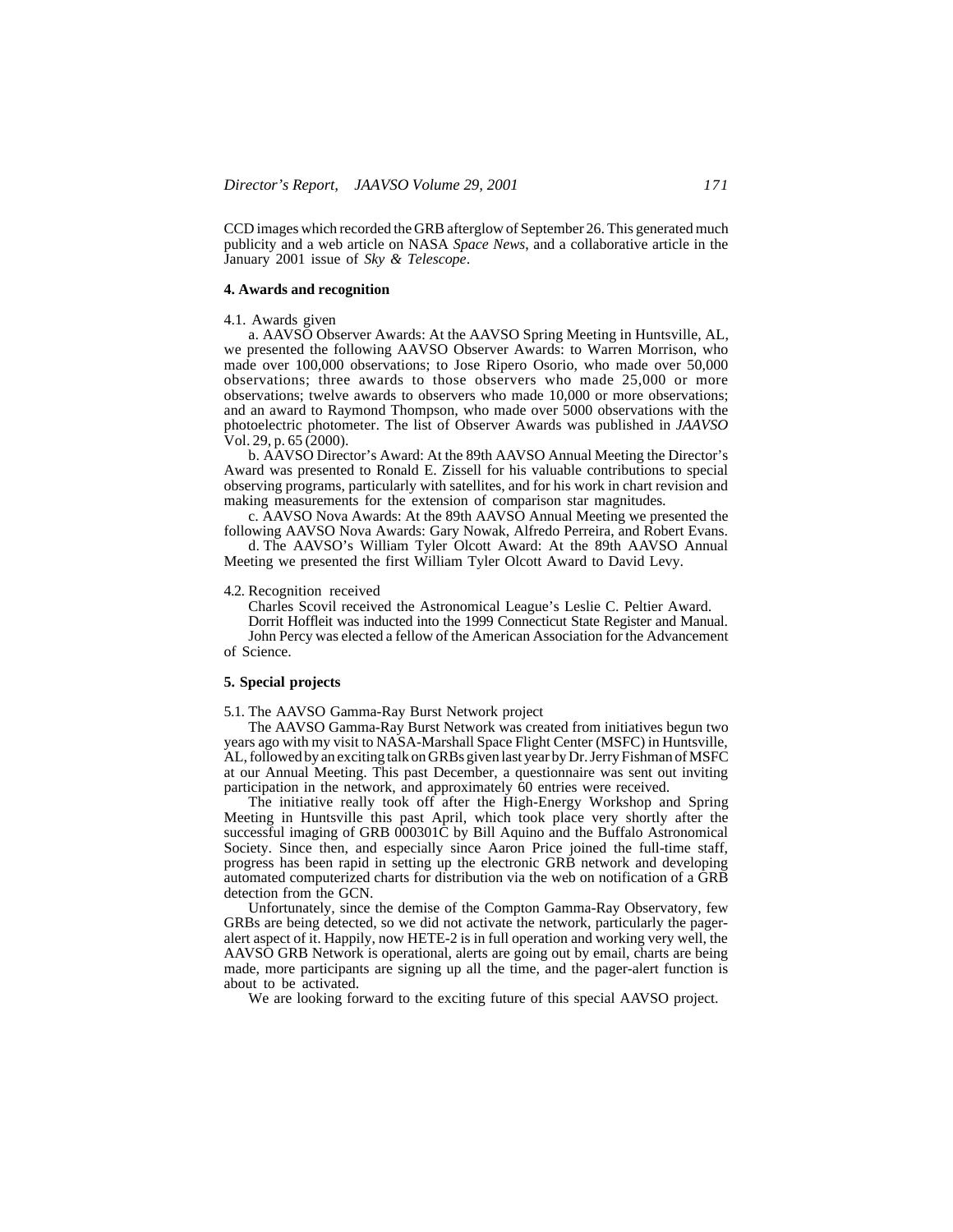CCD images which recorded the GRB afterglow of September 26. This generated much publicity and a web article on NASA *Space News*, and a collaborative article in the January 2001 issue of *Sky & Telescope*.

**4. Awards and recognition**

4.1. Awards given

a. AAVSO Observer Awards: At the AAVSO Spring Meeting in Huntsville, AL, we presented the following AAVSO Observer Awards: to Warren Morrison, who made over 100,000 observations; to Jose Ripero Osorio, who made over 50,000 observations; three awards to those observers who made 25,000 or more observations; twelve awards to observers who made 10,000 or more observations; and an award to Raymond Thompson, who made over 5000 observations with the photoelectric photometer. The list of Observer Awards was published in *JAAVSO* Vol. 29, p. 65 (2000).

b. AAVSO Director's Award: At the 89th AAVSO Annual Meeting the Director's Award was presented to Ronald E. Zissell for his valuable contributions to special observing programs, particularly with satellites, and for his work in chart revision and making measurements for the extension of comparison star magnitudes.

c. AAVSO Nova Awards: At the 89th AAVSO Annual Meeting we presented the following AAVSO Nova Awards: Gary Nowak, Alfredo Perreira, and Robert Evans.

d. The AAVSO's William Tyler Olcott Award: At the 89th AAVSO Annual Meeting we presented the first William Tyler Olcott Award to David Levy.

4.2. Recognition received

Charles Scovil received the Astronomical League's Leslie C. Peltier Award.

Dorrit Hoffleit was inducted into the 1999 Connecticut State Register and Manual.

John Percy was elected a fellow of the American Association for the Advancement of Science.

**5. Special projects**

5.1. The AAVSO Gamma-Ray Burst Network project

The AAVSO Gamma-Ray Burst Network was created from initiatives begun two years ago with my visit to NASA-Marshall Space Flight Center (MSFC) in Huntsville, AL, followed by an exciting talk on GRBs given last year by Dr. Jerry Fishman of MSFC at our Annual Meeting. This past December, a questionnaire was sent out inviting participation in the network, and approximately 60 entries were received.

The initiative really took off after the High-Energy Workshop and Spring Meeting in Huntsville this past April, which took place very shortly after the successful imaging of GRB 000301C by Bill Aquino and the Buffalo Astronomical Society. Since then, and especially since Aaron Price joined the full-time staff, progress has been rapid in setting up the electronic GRB network and developing automated computerized charts for distribution via the web on notification of a GRB detection from the GCN.

Unfortunately, since the demise of the Compton Gamma-Ray Observatory, few GRBs are being detected, so we did not activate the network, particularly the pager-alert aspect of it. Happily, now HETE-2 is in full operation and working very well, the AAVSO GRB Network is operational, alerts are going out by email, charts are being made, more participants are signing up all the time, and the pager-alert function is about to be activated.

We are looking forward to the exciting future of this special AAVSO project.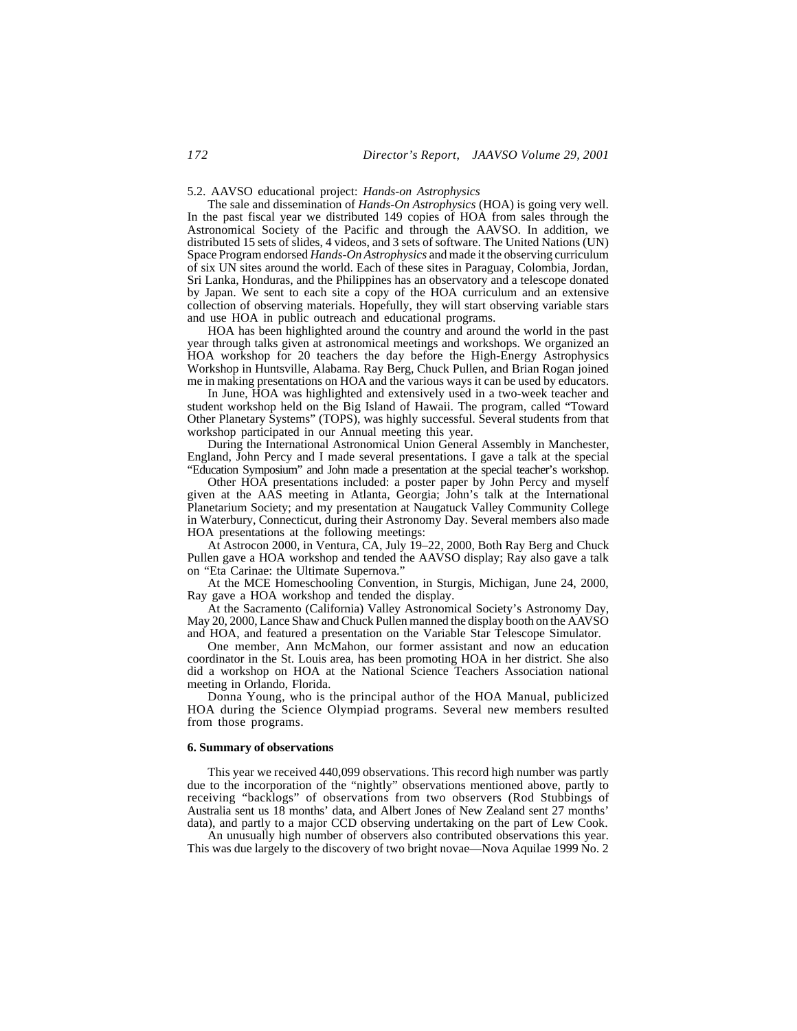5.2. AAVSO educational project: *Hands-on Astrophysics*

The sale and dissemination of *Hands-On Astrophysics* (HOA) is going very well. In the past fiscal year we distributed 149 copies of HOA from sales through the Astronomical Society of the Pacific and through the AAVSO. In addition, we distributed 15 sets of slides, 4 videos, and 3 sets of software. The United Nations (UN) Space Program endorsed *Hands-On Astrophysics* and made it the observing curriculum of six UN sites around the world. Each of these sites in Paraguay, Colombia, Jordan, Sri Lanka, Honduras, and the Philippines has an observatory and a telescope donated by Japan. We sent to each site a copy of the HOA curriculum and an extensive collection of observing materials. Hopefully, they will start observing variable stars and use HOA in public outreach and educational programs.

HOA has been highlighted around the country and around the world in the past year through talks given at astronomical meetings and workshops. We organized an HOA workshop for 20 teachers the day before the High-Energy Astrophysics Workshop in Huntsville, Alabama. Ray Berg, Chuck Pullen, and Brian Rogan joined me in making presentations on HOA and the various ways it can be used by educators.

In June, HOA was highlighted and extensively used in a two-week teacher and student workshop held on the Big Island of Hawaii. The program, called "Toward Other Planetary Systems" (TOPS), was highly successful. Several students from that workshop participated in our Annual meeting this year.

During the International Astronomical Union General Assembly in Manchester, England, John Percy and I made several presentations. I gave a talk at the special "Education Symposium" and John made a presentation at the special teacher's workshop.

Other HOA presentations included: a poster paper by John Percy and myself given at the AAS meeting in Atlanta, Georgia; John's talk at the International Planetarium Society; and my presentation at Naugatuck Valley Community College in Waterbury, Connecticut, during their Astronomy Day. Several members also made HOA presentations at the following meetings:

At Astrocon 2000, in Ventura, CA, July 19–22, 2000, Both Ray Berg and Chuck Pullen gave a HOA workshop and tended the AAVSO display; Ray also gave a talk on "Eta Carinae: the Ultimate Supernova."

At the MCE Homeschooling Convention, in Sturgis, Michigan, June 24, 2000, Ray gave a HOA workshop and tended the display.

At the Sacramento (California) Valley Astronomical Society's Astronomy Day, May 20, 2000, Lance Shaw and Chuck Pullen manned the display booth on the AAVSO and HOA, and featured a presentation on the Variable Star Telescope Simulator.

One member, Ann McMahon, our former assistant and now an education coordinator in the St. Louis area, has been promoting HOA in her district. She also did a workshop on HOA at the National Science Teachers Association national meeting in Orlando, Florida.

Donna Young, who is the principal author of the HOA Manual, publicized HOA during the Science Olympiad programs. Several new members resulted from those programs.

## 6. Summary of observations

This year we received 440,099 observations. This record high number was partly due to the incorporation of the "nightly" observations mentioned above, partly to receiving "backlogs" of observations from two observers (Rod Stubbings of Australia sent us 18 months' data, and Albert Jones of New Zealand sent 27 months' data), and partly to a major CCD observing undertaking on the part of Lew Cook.

An unusually high number of observers also contributed observations this year. This was due largely to the discovery of two bright novae—Nova Aquilae 1999 No. 2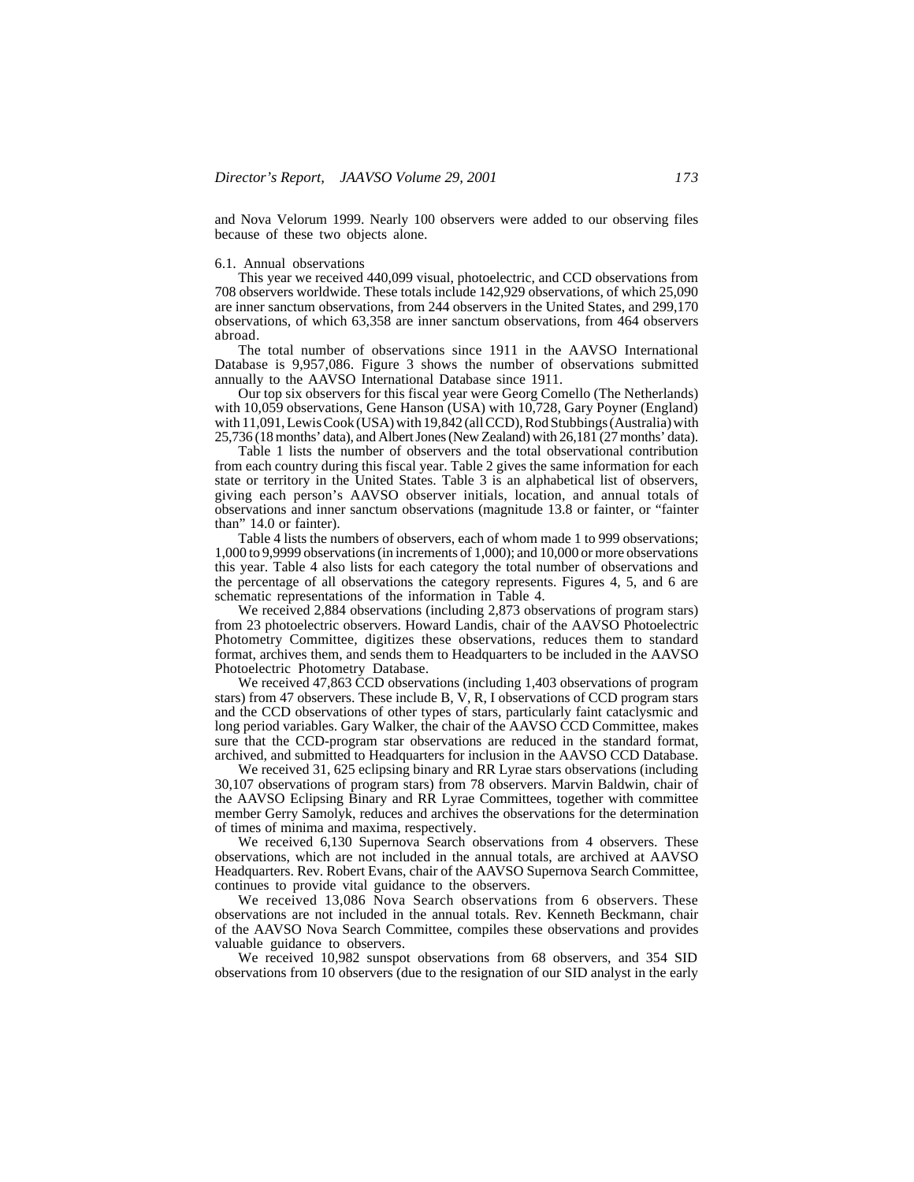and Nova Velorum 1999. Nearly 100 observers were added to our observing files because of these two objects alone.

### 6.1. Annual observations

This year we received 440,099 visual, photoelectric, and CCD observations from 708 observers worldwide. These totals include 142,929 observations, of which 25,090 are inner sanctum observations, from 244 observers in the United States, and 299,170 observations, of which 63,358 are inner sanctum observations, from 464 observers abroad.

The total number of observations since 1911 in the AAVSO International Database is 9,957,086. Figure 3 shows the number of observations submitted annually to the AAVSO International Database since 1911.

Our top six observers for this fiscal year were Georg Comello (The Netherlands) with 10,059 observations, Gene Hanson (USA) with 10,728, Gary Poyner (England) with 11,091, Lewis Cook (USA) with 19,842 (all CCD), Rod Stubbings (Australia) with 25,736 (18 months' data), and Albert Jones (New Zealand) with 26,181 (27 months' data).

Table 1 lists the number of observers and the total observational contribution from each country during this fiscal year. Table 2 gives the same information for each state or territory in the United States. Table 3 is an alphabetical list of observers, giving each person's AAVSO observer initials, location, and annual totals of observations and inner sanctum observations (magnitude 13.8 or fainter, or "fainter than" 14.0 or fainter).

Table 4 lists the numbers of observers, each of whom made 1 to 999 observations; 1,000 to 9,9999 observations (in increments of 1,000); and 10,000 or more observations this year. Table 4 also lists for each category the total number of observations and the percentage of all observations the category represents. Figures 4, 5, and 6 are schematic representations of the information in Table 4.

We received 2,884 observations (including 2,873 observations of program stars) from 23 photoelectric observers. Howard Landis, chair of the AAVSO Photoelectric Photometry Committee, digitizes these observations, reduces them to standard format, archives them, and sends them to Headquarters to be included in the AAVSO Photoelectric Photometry Database.

We received 47,863 CCD observations (including 1,403 observations of program stars) from 47 observers. These include B, V, R, I observations of CCD program stars and the CCD observations of other types of stars, particularly faint cataclysmic and long period variables. Gary Walker, the chair of the AAVSO CCD Committee, makes sure that the CCD-program star observations are reduced in the standard format, archived, and submitted to Headquarters for inclusion in the AAVSO CCD Database.

We received 31, 625 eclipsing binary and RR Lyrae stars observations (including 30,107 observations of program stars) from 78 observers. Marvin Baldwin, chair of the AAVSO Eclipsing Binary and RR Lyrae Committees, together with committee member Gerry Samolyk, reduces and archives the observations for the determination of times of minima and maxima, respectively.

We received 6,130 Supernova Search observations from 4 observers. These observations, which are not included in the annual totals, are archived at AAVSO Headquarters. Rev. Robert Evans, chair of the AAVSO Supernova Search Committee, continues to provide vital guidance to the observers.

We received 13,086 Nova Search observations from 6 observers. These observations are not included in the annual totals. Rev. Kenneth Beckmann, chair of the AAVSO Nova Search Committee, compiles these observations and provides valuable guidance to observers.

We received 10,982 sunspot observations from 68 observers, and 354 SID observations from 10 observers (due to the resignation of our SID analyst in the early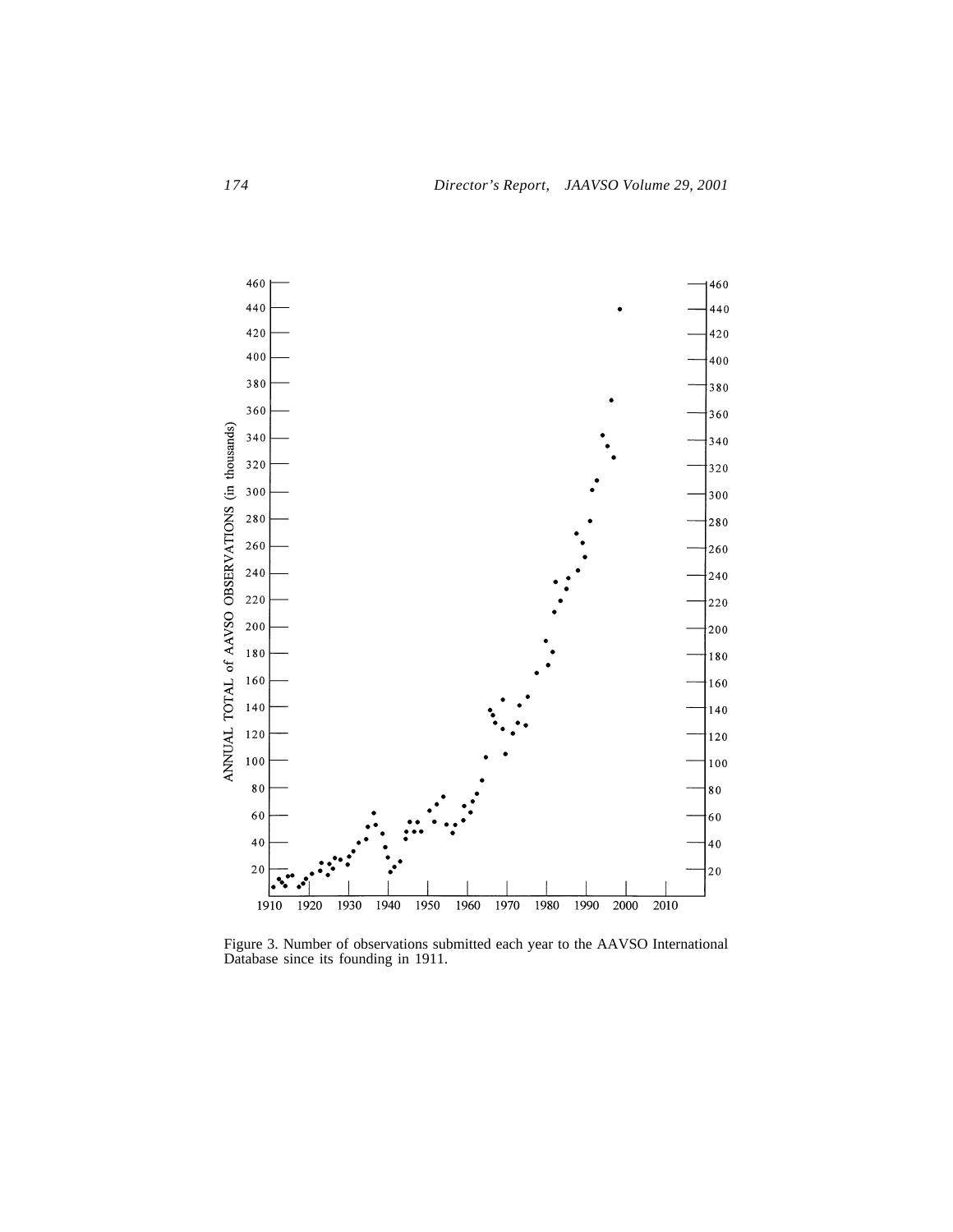Figure 3. Number of observations submitted each year to the AAVSO International Database since its founding in 1911.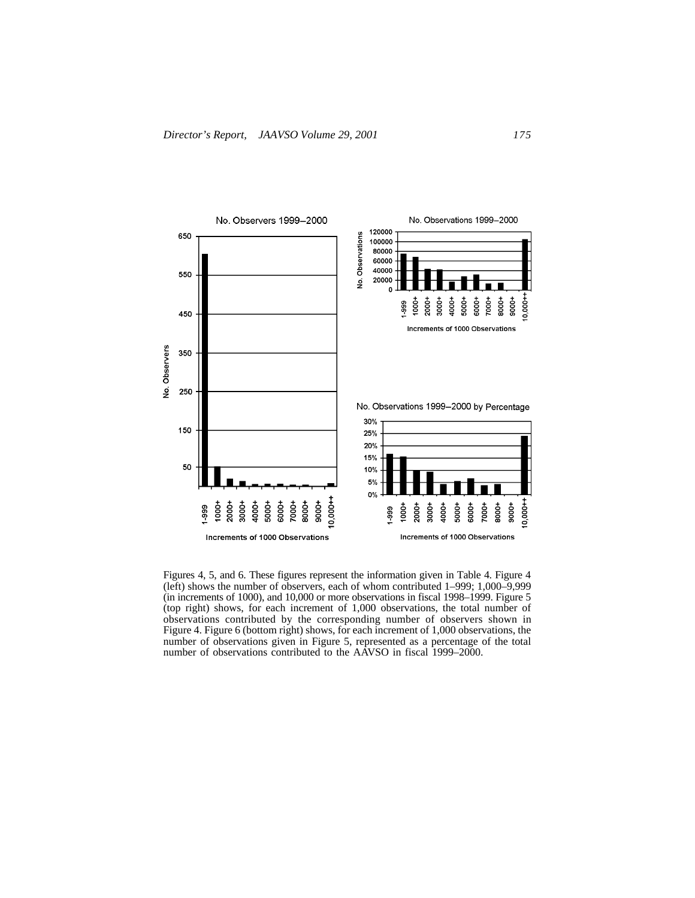Figures 4, 5, and 6. These figures represent the information given in Table 4. Figure 4 (left) shows the number of observers, each of whom contributed 1–999; 1,000–9,999 (in increments of 1000), and 10,000 or more observations in fiscal 1998–1999. Figure 5 (top right) shows, for each increment of 1,000 observations, the total number of observations contributed by the corresponding number of observers shown in Figure 4. Figure 6 (bottom right) shows, for each increment of 1,000 observations, the number of observations given in Figure 5, represented as a percentage of the total number of observations contributed to the AAVSO in fiscal 1999–2000.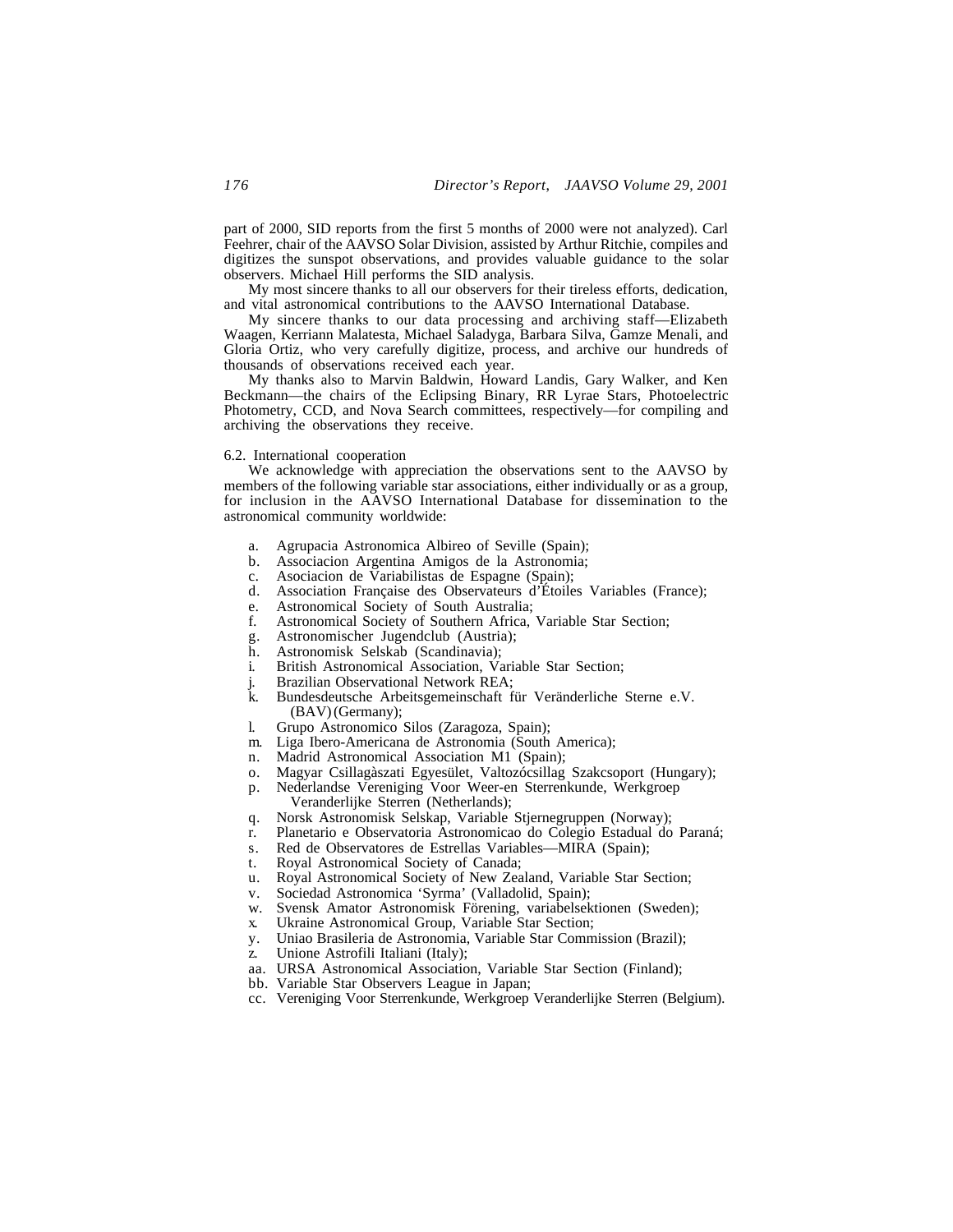part of 2000, SID reports from the first 5 months of 2000 were not analyzed). Carl Feehrer, chair of the AAVSO Solar Division, assisted by Arthur Ritchie, compiles and digitizes the sunspot observations, and provides valuable guidance to the solar observers. Michael Hill performs the SID analysis.

My most sincere thanks to all our observers for their tireless efforts, dedication, and vital astronomical contributions to the AAVSO International Database.

My sincere thanks to our data processing and archiving staff—Elizabeth Waagen, Kerriann Malatesta, Michael Saladyga, Barbara Silva, Gamze Menali, and Gloria Ortiz, who very carefully digitize, process, and archive our hundreds of thousands of observations received each year.

My thanks also to Marvin Baldwin, Howard Landis, Gary Walker, and Ken Beckmann—the chairs of the Eclipsing Binary, RR Lyrae Stars, Photoelectric Photometry, CCD, and Nova Search committees, respectively—for compiling and archiving the observations they receive.

### 6.2. International cooperation

We acknowledge with appreciation the observations sent to the AAVSO by members of the following variable star associations, either individually or as a group, for inclusion in the AAVSO International Database for dissemination to the astronomical community worldwide:

a. Agrupacia Astronomica Albireo of Seville (Spain);
b. Associacion Argentina Amigos de la Astronomia;
c. Asociacion de Variabilistas de Espagne (Spain);
d. Association Française des Observateurs d'Étoiles Variables (France);
e. Astronomical Society of South Australia;
f. Astronomical Society of Southern Africa, Variable Star Section;
g. Astronomischer Jugendclub (Austria);
h. Astronomisk Selskab (Scandinavia);
i. British Astronomical Association, Variable Star Section;
j. Brazilian Observational Network REA;
k. Bundesdeutsche Arbeitsgemeinschaft für Veränderliche Sterne e.V. (BAV) (Germany);
l. Grupo Astronomico Silos (Zaragoza, Spain);
m. Liga Ibero-Americana de Astronomia (South America);
n. Madrid Astronomical Association M1 (Spain);
o. Magyar Csillagàszati Egyesület, Valtozócsillag Szakcsoport (Hungary);
p. Nederlandse Vereniging Voor Weer-en Sterrenkunde, Werkgroep Veranderlijke Sterren (Netherlands);
q. Norsk Astronomisk Selskap, Variable Stjernegruppen (Norway);
r. Planetario e Observatoria Astronomicao do Colegio Estadual do Paraná;
s. Red de Observatores de Estrellas Variables—MIRA (Spain);
t. Royal Astronomical Society of Canada;
u. Royal Astronomical Society of New Zealand, Variable Star Section;
v. Sociedad Astronomica 'Syrma' (Valladolid, Spain);
w. Svensk Amator Astronomisk Förening, variabelsektionen (Sweden);
x. Ukraine Astronomical Group, Variable Star Section;
y. Uniao Brasileria de Astronomia, Variable Star Commission (Brazil);
z. Unione Astrofili Italiani (Italy);
aa. URSA Astronomical Association, Variable Star Section (Finland);
bb. Variable Star Observers League in Japan;
cc. Vereniging Voor Sterrenkunde, Werkgroep Veranderlijke Sterren (Belgium).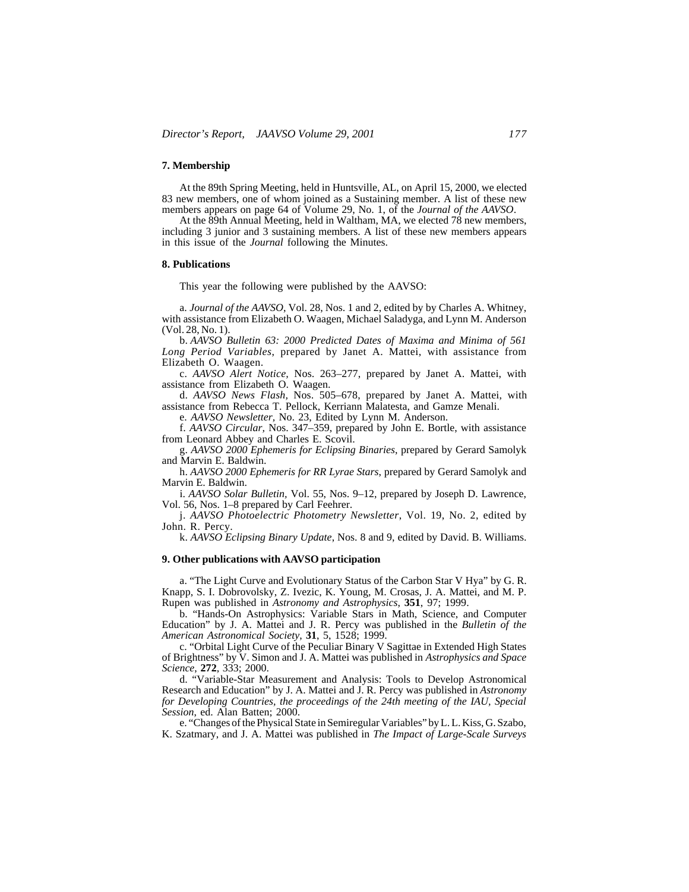### 7. Membership

At the 89th Spring Meeting, held in Huntsville, AL, on April 15, 2000, we elected 83 new members, one of whom joined as a Sustaining member. A list of these new members appears on page 64 of Volume 29, No. 1, of the *Journal of the AAVSO*.

At the 89th Annual Meeting, held in Waltham, MA, we elected 78 new members, including 3 junior and 3 sustaining members. A list of these new members appears in this issue of the *Journal* following the Minutes.

### 8. Publications

This year the following were published by the AAVSO:

a. *Journal of the AAVSO*, Vol. 28, Nos. 1 and 2, edited by by Charles A. Whitney, with assistance from Elizabeth O. Waagen, Michael Saladyga, and Lynn M. Anderson (Vol. 28, No. 1).

b. *AAVSO Bulletin 63: 2000 Predicted Dates of Maxima and Minima of 561 Long Period Variables*, prepared by Janet A. Mattei, with assistance from Elizabeth O. Waagen.

c. *AAVSO Alert Notice*, Nos. 263–277, prepared by Janet A. Mattei, with assistance from Elizabeth O. Waagen.

d. *AAVSO News Flash*, Nos. 505–678, prepared by Janet A. Mattei, with assistance from Rebecca T. Pellock, Kerriann Malatesta, and Gamze Menali.

e. *AAVSO Newsletter*, No. 23, Edited by Lynn M. Anderson.

f. *AAVSO Circular*, Nos. 347–359, prepared by John E. Bortle, with assistance from Leonard Abbey and Charles E. Scovil.

g. *AAVSO 2000 Ephemeris for Eclipsing Binaries*, prepared by Gerard Samolyk and Marvin E. Baldwin.

h. *AAVSO 2000 Ephemeris for RR Lyrae Stars*, prepared by Gerard Samolyk and Marvin E. Baldwin.

i. *AAVSO Solar Bulletin*, Vol. 55, Nos. 9–12, prepared by Joseph D. Lawrence, Vol. 56, Nos. 1–8 prepared by Carl Feehrer.

j. *AAVSO Photoelectric Photometry Newsletter*, Vol. 19, No. 2, edited by John. R. Percy.

k. *AAVSO Eclipsing Binary Update*, Nos. 8 and 9, edited by David. B. Williams.

### 9. Other publications with AAVSO participation

a. "The Light Curve and Evolutionary Status of the Carbon Star V Hya" by G. R. Knapp, S. I. Dobrovolsky, Z. Ivezic, K. Young, M. Crosas, J. A. Mattei, and M. P. Rupen was published in *Astronomy and Astrophysics*, **351**, 97; 1999.

b. "Hands-On Astrophysics: Variable Stars in Math, Science, and Computer Education" by J. A. Mattei and J. R. Percy was published in the *Bulletin of the American Astronomical Society*, **31**, 5, 1528; 1999.

c. "Orbital Light Curve of the Peculiar Binary V Sagittae in Extended High States of Brightness" by V. Simon and J. A. Mattei was published in *Astrophysics and Space Science*, **272**, 333; 2000.

d. "Variable-Star Measurement and Analysis: Tools to Develop Astronomical Research and Education" by J. A. Mattei and J. R. Percy was published in *Astronomy for Developing Countries, the proceedings of the 24th meeting of the IAU, Special Session*, ed. Alan Batten; 2000.

e. "Changes of the Physical State in Semiregular Variables" by L. L. Kiss, G. Szabo, K. Szatmary, and J. A. Mattei was published in *The Impact of Large-Scale Surveys*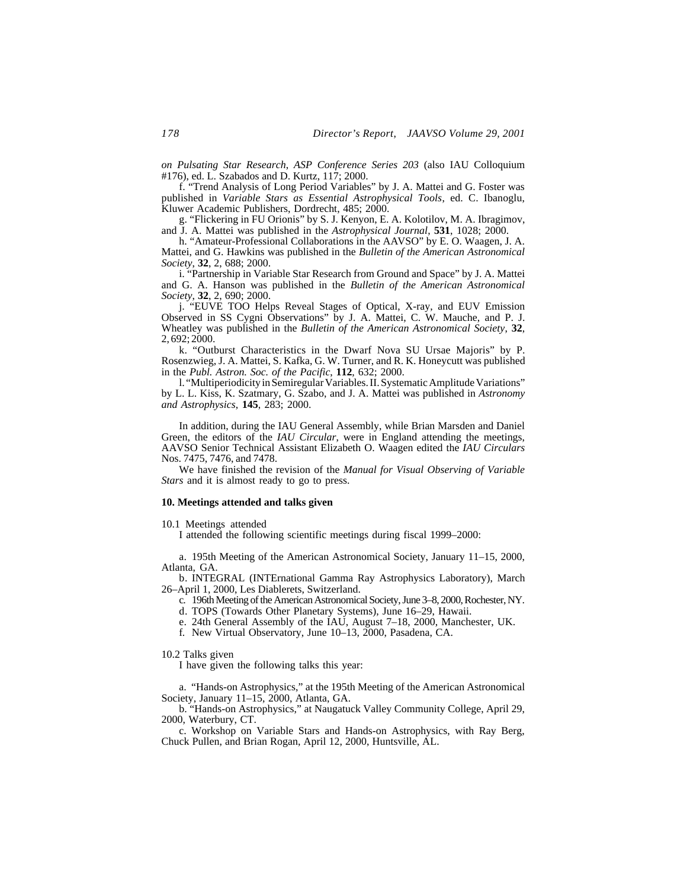*on Pulsating Star Research*, *ASP Conference Series 203* (also IAU Colloquium #176), ed. L. Szabados and D. Kurtz, 117; 2000.

f. "Trend Analysis of Long Period Variables" by J. A. Mattei and G. Foster was published in *Variable Stars as Essential Astrophysical Tools*, ed. C. Ibanoglu, Kluwer Academic Publishers, Dordrecht, 485; 2000.

g. "Flickering in FU Orionis" by S. J. Kenyon, E. A. Kolotilov, M. A. Ibragimov, and J. A. Mattei was published in the *Astrophysical Journal*, **531**, 1028; 2000.

h. "Amateur-Professional Collaborations in the AAVSO" by E. O. Waagen, J. A. Mattei, and G. Hawkins was published in the *Bulletin of the American Astronomical Society*, **32**, 2, 688; 2000.

i. "Partnership in Variable Star Research from Ground and Space" by J. A. Mattei and G. A. Hanson was published in the *Bulletin of the American Astronomical Society*, **32**, 2, 690; 2000.

j. "EUVE TOO Helps Reveal Stages of Optical, X-ray, and EUV Emission Observed in SS Cygni Observations" by J. A. Mattei, C. W. Mauche, and P. J. Wheatley was published in the *Bulletin of the American Astronomical Society*, **32**, 2, 692; 2000.

k. "Outburst Characteristics in the Dwarf Nova SU Ursae Majoris" by P. Rosenzwieg, J. A. Mattei, S. Kafka, G. W. Turner, and R. K. Honeycutt was published in the *Publ. Astron. Soc. of the Pacific*, **112**, 632; 2000.

l. "Multiperiodicity in Semiregular Variables. II. Systematic Amplitude Variations" by L. L. Kiss, K. Szatmary, G. Szabo, and J. A. Mattei was published in *Astronomy and Astrophysics*, **145**, 283; 2000.

In addition, during the IAU General Assembly, while Brian Marsden and Daniel Green, the editors of the *IAU Circular*, were in England attending the meetings, AAVSO Senior Technical Assistant Elizabeth O. Waagen edited the *IAU Circulars* Nos. 7475, 7476, and 7478.

We have finished the revision of the *Manual for Visual Observing of Variable Stars* and it is almost ready to go to press.

**10. Meetings attended and talks given**

10.1 Meetings attended

I attended the following scientific meetings during fiscal 1999–2000:

a. 195th Meeting of the American Astronomical Society, January 11–15, 2000, Atlanta, GA.

b. INTEGRAL (INTErnational Gamma Ray Astrophysics Laboratory), March 26–April 1, 2000, Les Diablerets, Switzerland.

c. 196th Meeting of the American Astronomical Society, June 3–8, 2000, Rochester, NY.

d. TOPS (Towards Other Planetary Systems), June 16–29, Hawaii.

e. 24th General Assembly of the IAU, August 7–18, 2000, Manchester, UK.

f. New Virtual Observatory, June 10–13, 2000, Pasadena, CA.

10.2 Talks given

I have given the following talks this year:

a. "Hands-on Astrophysics," at the 195th Meeting of the American Astronomical Society, January 11–15, 2000, Atlanta, GA.

b. "Hands-on Astrophysics," at Naugatuck Valley Community College, April 29, 2000, Waterbury, CT.

c. Workshop on Variable Stars and Hands-on Astrophysics, with Ray Berg, Chuck Pullen, and Brian Rogan, April 12, 2000, Huntsville, AL.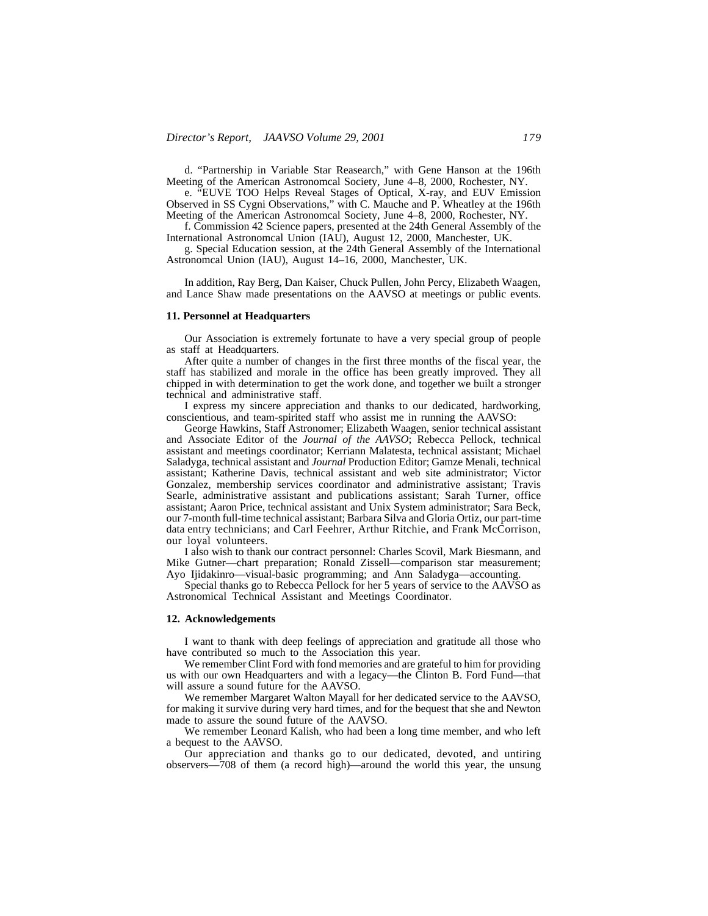d. "Partnership in Variable Star Reasearch," with Gene Hanson at the 196th Meeting of the American Astronomcal Society, June 4–8, 2000, Rochester, NY.

e. "EUVE TOO Helps Reveal Stages of Optical, X-ray, and EUV Emission Observed in SS Cygni Observations," with C. Mauche and P. Wheatley at the 196th Meeting of the American Astronomcal Society, June 4–8, 2000, Rochester, NY.

f. Commission 42 Science papers, presented at the 24th General Assembly of the International Astronomcal Union (IAU), August 12, 2000, Manchester, UK.

g. Special Education session, at the 24th General Assembly of the International Astronomcal Union (IAU), August 14–16, 2000, Manchester, UK.

In addition, Ray Berg, Dan Kaiser, Chuck Pullen, John Percy, Elizabeth Waagen, and Lance Shaw made presentations on the AAVSO at meetings or public events.

### 11. Personnel at Headquarters

Our Association is extremely fortunate to have a very special group of people as staff at Headquarters.

After quite a number of changes in the first three months of the fiscal year, the staff has stabilized and morale in the office has been greatly improved. They all chipped in with determination to get the work done, and together we built a stronger technical and administrative staff.

I express my sincere appreciation and thanks to our dedicated, hardworking, conscientious, and team-spirited staff who assist me in running the AAVSO:

George Hawkins, Staff Astronomer; Elizabeth Waagen, senior technical assistant and Associate Editor of the *Journal of the AAVSO*; Rebecca Pellock, technical assistant and meetings coordinator; Kerriann Malatesta, technical assistant; Michael Saladyga, technical assistant and *Journal* Production Editor; Gamze Menali, technical assistant; Katherine Davis, technical assistant and web site administrator; Victor Gonzalez, membership services coordinator and administrative assistant; Travis Searle, administrative assistant and publications assistant; Sarah Turner, office assistant; Aaron Price, technical assistant and Unix System administrator; Sara Beck, our 7-month full-time technical assistant; Barbara Silva and Gloria Ortiz, our part-time data entry technicians; and Carl Feehrer, Arthur Ritchie, and Frank McCorrison, our loyal volunteers.

I also wish to thank our contract personnel: Charles Scovil, Mark Biesmann, and Mike Gutner—chart preparation; Ronald Zissell—comparison star measurement; Ayo Ijidakinro—visual-basic programming; and Ann Saladyga—accounting.

Special thanks go to Rebecca Pellock for her 5 years of service to the AAVSO as Astronomical Technical Assistant and Meetings Coordinator.

### 12. Acknowledgements

I want to thank with deep feelings of appreciation and gratitude all those who have contributed so much to the Association this year.

We remember Clint Ford with fond memories and are grateful to him for providing us with our own Headquarters and with a legacy—the Clinton B. Ford Fund—that will assure a sound future for the AAVSO.

We remember Margaret Walton Mayall for her dedicated service to the AAVSO, for making it survive during very hard times, and for the bequest that she and Newton made to assure the sound future of the AAVSO.

We remember Leonard Kalish, who had been a long time member, and who left a bequest to the AAVSO.

Our appreciation and thanks go to our dedicated, devoted, and untiring observers—708 of them (a record high)—around the world this year, the unsung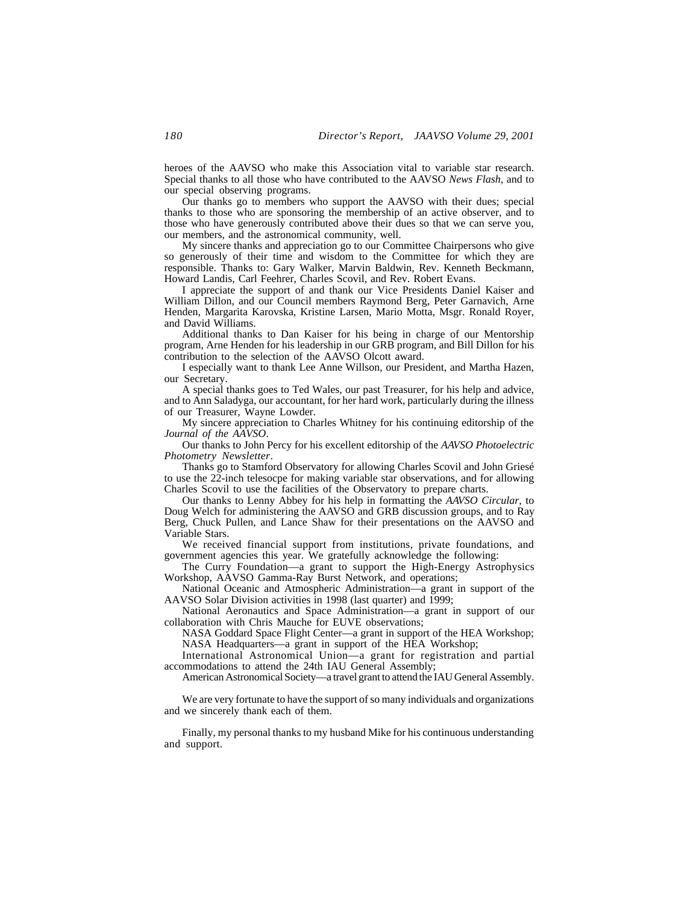heroes of the AAVSO who make this Association vital to variable star research. Special thanks to all those who have contributed to the AAVSO *News Flash*, and to our special observing programs.

Our thanks go to members who support the AAVSO with their dues; special thanks to those who are sponsoring the membership of an active observer, and to those who have generously contributed above their dues so that we can serve you, our members, and the astronomical community, well.

My sincere thanks and appreciation go to our Committee Chairpersons who give so generously of their time and wisdom to the Committee for which they are responsible. Thanks to: Gary Walker, Marvin Baldwin, Rev. Kenneth Beckmann, Howard Landis, Carl Feehrer, Charles Scovil, and Rev. Robert Evans.

I appreciate the support of and thank our Vice Presidents Daniel Kaiser and William Dillon, and our Council members Raymond Berg, Peter Garnavich, Arne Henden, Margarita Karovska, Kristine Larsen, Mario Motta, Msgr. Ronald Royer, and David Williams.

Additional thanks to Dan Kaiser for his being in charge of our Mentorship program, Arne Henden for his leadership in our GRB program, and Bill Dillon for his contribution to the selection of the AAVSO Olcott award.

I especially want to thank Lee Anne Willson, our President, and Martha Hazen, our Secretary.

A special thanks goes to Ted Wales, our past Treasurer, for his help and advice, and to Ann Saladyga, our accountant, for her hard work, particularly during the illness of our Treasurer, Wayne Lowder.

My sincere appreciation to Charles Whitney for his continuing editorship of the *Journal of the AAVSO*.

Our thanks to John Percy for his excellent editorship of the *AAVSO Photoelectric Photometry Newsletter*.

Thanks go to Stamford Observatory for allowing Charles Scovil and John Griesé to use the 22-inch telesocpe for making variable star observations, and for allowing Charles Scovil to use the facilities of the Observatory to prepare charts.

Our thanks to Lenny Abbey for his help in formatting the *AAVSO Circular*, to Doug Welch for administering the AAVSO and GRB discussion groups, and to Ray Berg, Chuck Pullen, and Lance Shaw for their presentations on the AAVSO and Variable Stars.

We received financial support from institutions, private foundations, and government agencies this year. We gratefully acknowledge the following:

The Curry Foundation—a grant to support the High-Energy Astrophysics Workshop, AAVSO Gamma-Ray Burst Network, and operations;

National Oceanic and Atmospheric Administration—a grant in support of the AAVSO Solar Division activities in 1998 (last quarter) and 1999;

National Aeronautics and Space Administration—a grant in support of our collaboration with Chris Mauche for EUVE observations;

NASA Goddard Space Flight Center—a grant in support of the HEA Workshop;

NASA Headquarters—a grant in support of the HEA Workshop;

International Astronomical Union—a grant for registration and partial accommodations to attend the 24th IAU General Assembly;

American Astronomical Society—a travel grant to attend the IAU General Assembly.

We are very fortunate to have the support of so many individuals and organizations and we sincerely thank each of them.

Finally, my personal thanks to my husband Mike for his continuous understanding and support.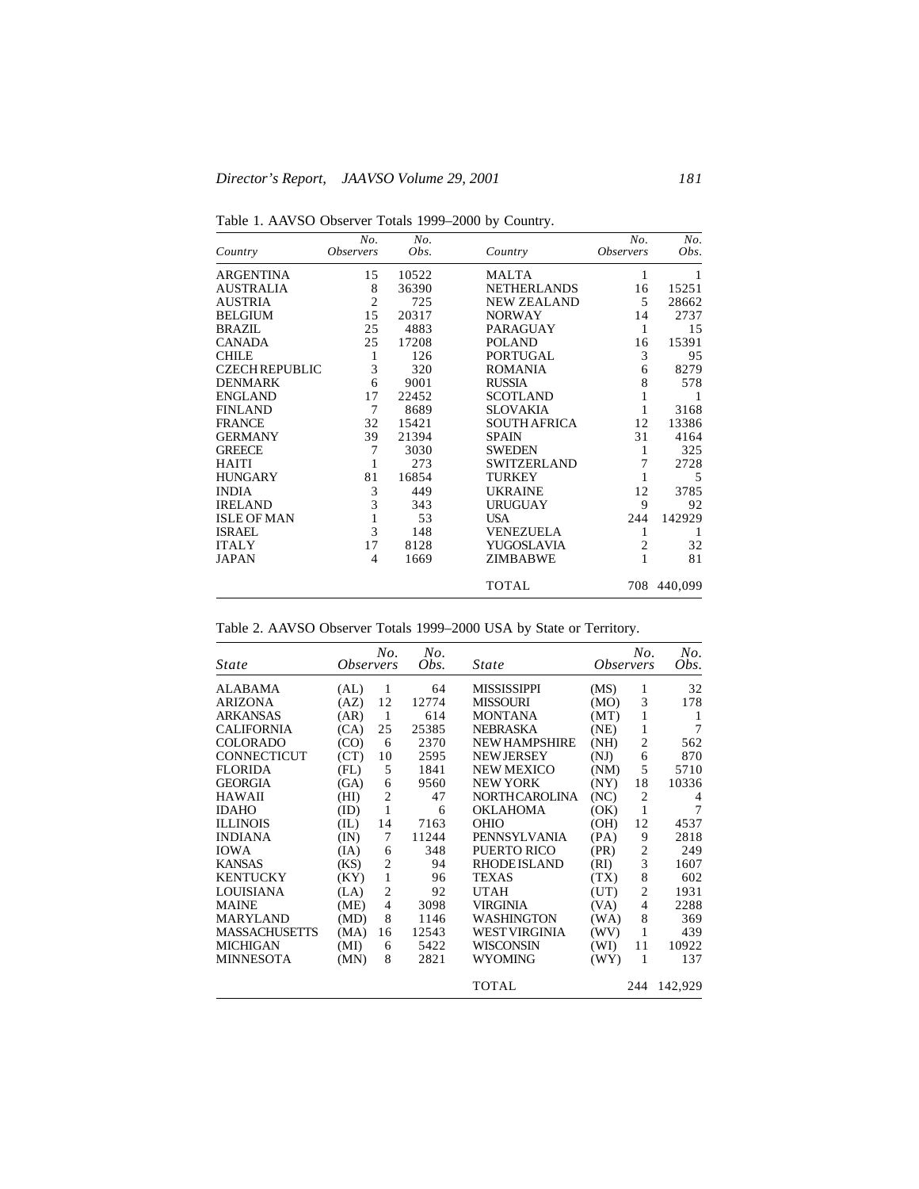Table 1. AAVSO Observer Totals 1999–2000 by Country.

| Country | No. Observers | No. Obs. | Country | No. Observers | No. Obs. |
|---|---|---|---|---|---|
| ARGENTINA | 15 | 10522 | MALTA | 1 | 1 |
| AUSTRALIA | 8 | 36390 | NETHERLANDS | 16 | 15251 |
| AUSTRIA | 2 | 725 | NEW ZEALAND | 5 | 28662 |
| BELGIUM | 15 | 20317 | NORWAY | 14 | 2737 |
| BRAZIL | 25 | 4883 | PARAGUAY | 1 | 15 |
| CANADA | 25 | 17208 | POLAND | 16 | 15391 |
| CHILE | 1 | 126 | PORTUGAL | 3 | 95 |
| CZECH REPUBLIC | 3 | 320 | ROMANIA | 6 | 8279 |
| DENMARK | 6 | 9001 | RUSSIA | 8 | 578 |
| ENGLAND | 17 | 22452 | SCOTLAND | 1 | 1 |
| FINLAND | 7 | 8689 | SLOVAKIA | 1 | 3168 |
| FRANCE | 32 | 15421 | SOUTH AFRICA | 12 | 13386 |
| GERMANY | 39 | 21394 | SPAIN | 31 | 4164 |
| GREECE | 7 | 3030 | SWEDEN | 1 | 325 |
| HAITI | 1 | 273 | SWITZERLAND | 7 | 2728 |
| HUNGARY | 81 | 16854 | TURKEY | 1 | 5 |
| INDIA | 3 | 449 | UKRAINE | 12 | 3785 |
| IRELAND | 3 | 343 | URUGUAY | 9 | 92 |
| ISLE OF MAN | 1 | 53 | USA | 244 | 142929 |
| ISRAEL | 3 | 148 | VENEZUELA | 1 | 1 |
| ITALY | 17 | 8128 | YUGOSLAVIA | 2 | 32 |
| JAPAN | 4 | 1669 | ZIMBABWE | 1 | 81 |
| | | | TOTAL | 708 | 440,099 |

Table 2. AAVSO Observer Totals 1999–2000 USA by State or Territory.

| State | | No. Observers | No. Obs. | State | | No. Observers | No. Obs. |
|---|---|---|---|---|---|---|---|
| ALABAMA | (AL) | 1 | 64 | MISSISSIPPI | (MS) | 1 | 32 |
| ARIZONA | (AZ) | 12 | 12774 | MISSOURI | (MO) | 3 | 178 |
| ARKANSAS | (AR) | 1 | 614 | MONTANA | (MT) | 1 | 1 |
| CALIFORNIA | (CA) | 25 | 25385 | NEBRASKA | (NE) | 1 | 7 |
| COLORADO | (CO) | 6 | 2370 | NEW HAMPSHIRE | (NH) | 2 | 562 |
| CONNECTICUT | (CT) | 10 | 2595 | NEW JERSEY | (NJ) | 6 | 870 |
| FLORIDA | (FL) | 5 | 1841 | NEW MEXICO | (NM) | 5 | 5710 |
| GEORGIA | (GA) | 6 | 9560 | NEW YORK | (NY) | 18 | 10336 |
| HAWAII | (HI) | 2 | 47 | NORTH CAROLINA | (NC) | 2 | 4 |
| IDAHO | (ID) | 1 | 6 | OKLAHOMA | (OK) | 1 | 7 |
| ILLINOIS | (IL) | 14 | 7163 | OHIO | (OH) | 12 | 4537 |
| INDIANA | (IN) | 7 | 11244 | PENNSYLVANIA | (PA) | 9 | 2818 |
| IOWA | (IA) | 6 | 348 | PUERTO RICO | (PR) | 2 | 249 |
| KANSAS | (KS) | 2 | 94 | RHODE ISLAND | (RI) | 3 | 1607 |
| KENTUCKY | (KY) | 1 | 96 | TEXAS | (TX) | 8 | 602 |
| LOUISIANA | (LA) | 2 | 92 | UTAH | (UT) | 2 | 1931 |
| MAINE | (ME) | 4 | 3098 | VIRGINIA | (VA) | 4 | 2288 |
| MARYLAND | (MD) | 8 | 1146 | WASHINGTON | (WA) | 8 | 369 |
| MASSACHUSETTS | (MA) | 16 | 12543 | WEST VIRGINIA | (WV) | 1 | 439 |
| MICHIGAN | (MI) | 6 | 5422 | WISCONSIN | (WI) | 11 | 10922 |
| MINNESOTA | (MN) | 8 | 2821 | WYOMING | (WY) | 1 | 137 |
| | | | | TOTAL | | 244 | 142,929 |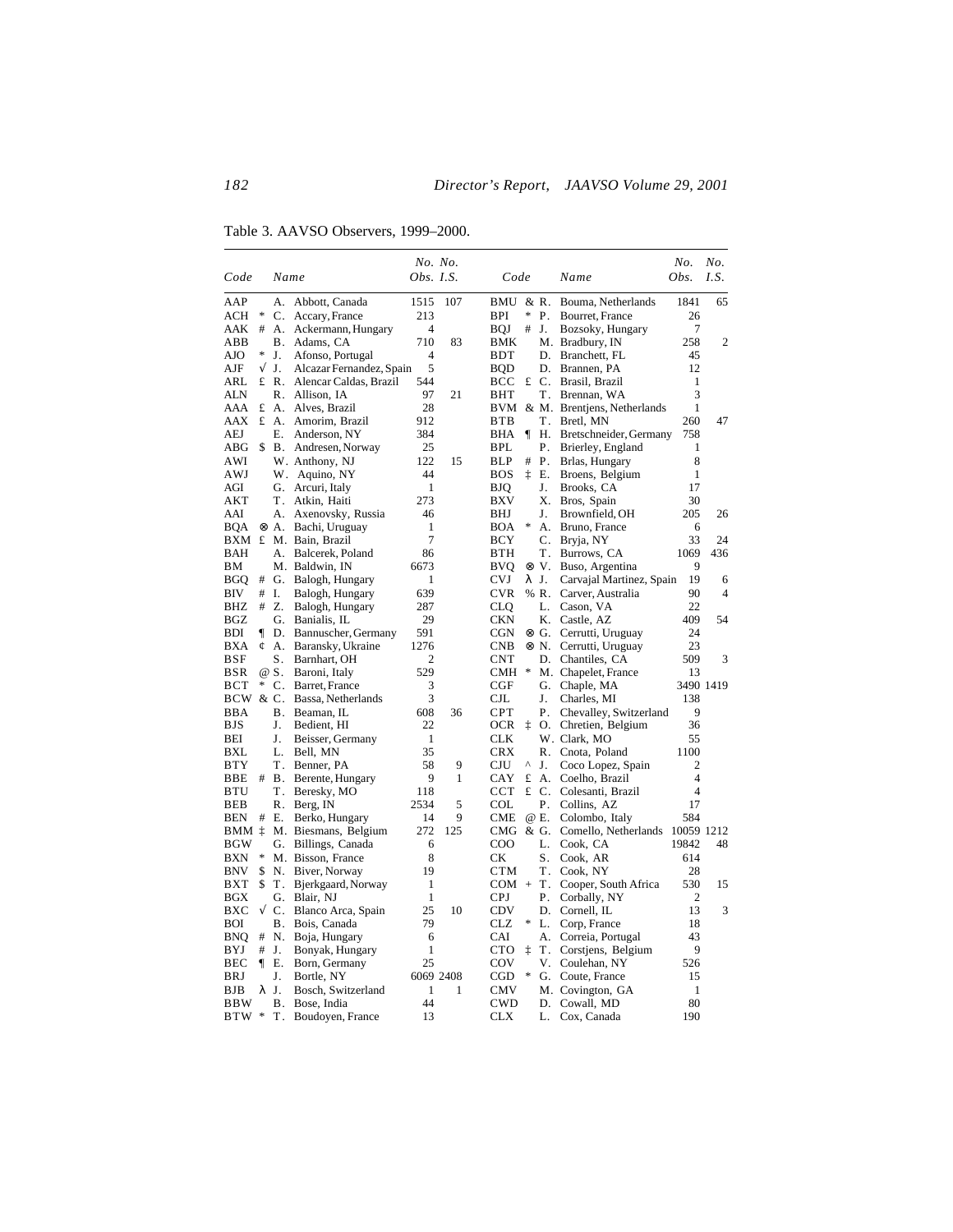Table 3. AAVSO Observers, 1999–2000.

| Code | | Name | No. Obs. | No. I.S. |
|---|---|---|---|---|
| AAP | | A. Abbott, Canada | 1515 | 107 |
| ACH | * | C. Accary, France | 213 | |
| AAK | # | A. Ackermann, Hungary | 4 | |
| ABB | | B. Adams, CA | 710 | 83 |
| AJO | * | J. Afonso, Portugal | 4 | |
| AJF | √ | J. Alcazar Fernandez, Spain | 5 | |
| ARL | £ | R. Alencar Caldas, Brazil | 544 | |
| ALN | | R. Allison, IA | 97 | 21 |
| AAA | £ | A. Alves, Brazil | 28 | |
| AAX | £ | A. Amorim, Brazil | 912 | |
| AEJ | | E. Anderson, NY | 384 | |
| ABG | $ | B. Andresen, Norway | 25 | |
| AWI | | W. Anthony, NJ | 122 | 15 |
| AWJ | | W. Aquino, NY | 44 | |
| AGI | | G. Arcuri, Italy | 1 | |
| AKT | | T. Atkin, Haiti | 273 | |
| AAI | | A. Axenovsky, Russia | 46 | |
| BQA | ⊗ | A. Bachi, Uruguay | 1 | |
| BXM | £ | M. Bain, Brazil | 7 | |
| BAH | | A. Balcerek, Poland | 86 | |
| BM | | M. Baldwin, IN | 6673 | |
| BGQ | # | G. Balogh, Hungary | 1 | |
| BIV | # | I. Balogh, Hungary | 639 | |
| BHZ | # | Z. Balogh, Hungary | 287 | |
| BGZ | | G. Banialis, IL | 29 | |
| BDI | ¶ | D. Bannuscher, Germany | 591 | |
| BXA | ¢ | A. Baransky, Ukraine | 1276 | |
| BSF | | S. Barnhart, OH | 2 | |
| BSR | @ | S. Baroni, Italy | 529 | |
| BCT | * | C. Barret, France | 3 | |
| BCW | & | C. Bassa, Netherlands | 3 | |
| BBA | | B. Beaman, IL | 608 | 36 |
| BJS | | J. Bedient, HI | 22 | |
| BEI | | J. Beisser, Germany | 1 | |
| BXL | | L. Bell, MN | 35 | |
| BTY | | T. Benner, PA | 58 | 9 |
| BBE | # | B. Berente, Hungary | 9 | 1 |
| BTU | | T. Beresky, MO | 118 | |
| BEB | | R. Berg, IN | 2534 | 5 |
| BEN | # | E. Berko, Hungary | 14 | 9 |
| BMM | ‡ | M. Biesmans, Belgium | 272 | 125 |
| BGW | | G. Billings, Canada | 6 | |
| BXN | * | M. Bisson, France | 8 | |
| BNV | $ | N. Biver, Norway | 19 | |
| BXT | $ | T. Bjerkgaard, Norway | 1 | |
| BGX | | G. Blair, NJ | 1 | |
| BXC | √ | C. Blanco Arca, Spain | 25 | 10 |
| BOI | | B. Bois, Canada | 79 | |
| BNQ | # | N. Boja, Hungary | 6 | |
| BYJ | # | J. Bonyak, Hungary | 1 | |
| BEC | ¶ | E. Born, Germany | 25 | |
| BRJ | | J. Bortle, NY | 6069 | 2408 |
| BJB | λ | J. Bosch, Switzerland | 1 | 1 |
| BBW | | B. Bose, India | 44 | |
| BTW | * | T. Boudoyen, France | 13 | |
| BMU | & | R. Bouma, Netherlands | 1841 | 65 |
| BPI | * | P. Bourret, France | 26 | |
| BQJ | # | J. Bozsoky, Hungary | 7 | |
| BMK | | M. Bradbury, IN | 258 | 2 |
| BDT | | D. Branchett, FL | 45 | |
| BQD | | D. Brannen, PA | 12 | |
| BCC | £ | C. Brasil, Brazil | 1 | |
| BHT | | T. Brennan, WA | 3 | |
| BVM | & | M. Brentjens, Netherlands | 1 | |
| BTB | | T. Bretl, MN | 260 | 47 |
| BHA | ¶ | H. Bretschneider, Germany | 758 | |
| BPL | | P. Brierley, England | 1 | |
| BLP | # | P. Brlas, Hungary | 8 | |
| BOS | ‡ | E. Broens, Belgium | 1 | |
| BJQ | | J. Brooks, CA | 17 | |
| BXV | | X. Bros, Spain | 30 | |
| BHJ | | J. Brownfield, OH | 205 | 26 |
| BOA | * | A. Bruno, France | 6 | |
| BCY | | C. Bryja, NY | 33 | 24 |
| BTH | | T. Burrows, CA | 1069 | 436 |
| BVQ | ⊗ | V. Buso, Argentina | 9 | |
| CVJ | λ | J. Carvajal Martinez, Spain | 19 | 6 |
| CVR | % | R. Carver, Australia | 90 | 4 |
| CLQ | | L. Cason, VA | 22 | |
| CKN | | K. Castle, AZ | 409 | 54 |
| CGN | ⊗ | G. Cerrutti, Uruguay | 24 | |
| CNB | ⊗ | N. Cerrutti, Uruguay | 23 | |
| CNT | | D. Chantiles, CA | 509 | 3 |
| CMH | * | M. Chapelet, France | 13 | |
| CGF | | G. Chaple, MA | 3490 | 1419 |
| CJL | | J. Charles, MI | 138 | |
| CPT | | P. Chevalley, Switzerland | 9 | |
| OCR | ‡ | O. Chretien, Belgium | 36 | |
| CLK | | W. Clark, MO | 55 | |
| CRX | | R. Cnota, Poland | 1100 | |
| CJU | ^ | J. Coco Lopez, Spain | 2 | |
| CAY | £ | A. Coelho, Brazil | 4 | |
| CCT | £ | C. Colesanti, Brazil | 4 | |
| COL | | P. Collins, AZ | 17 | |
| CME | @ | E. Colombo, Italy | 584 | |
| CMG | & | G. Comello, Netherlands | 10059 | 1212 |
| COO | | L. Cook, CA | 19842 | 48 |
| CK | | S. Cook, AR | 614 | |
| CTM | | T. Cook, NY | 28 | |
| COM | + | T. Cooper, South Africa | 530 | 15 |
| CPJ | | P. Corbally, NY | 2 | |
| CDV | | D. Cornell, IL | 13 | 3 |
| CLZ | * | L. Corp, France | 18 | |
| CAI | | A. Correia, Portugal | 43 | |
| CTO | ‡ | T. Corstjens, Belgium | 9 | |
| COV | | V. Coulehan, NY | 526 | |
| CGD | * | G. Coute, France | 15 | |
| CMV | | M. Covington, GA | 1 | |
| CWD | | D. Cowall, MD | 80 | |
| CLX | | L. Cox, Canada | 190 | |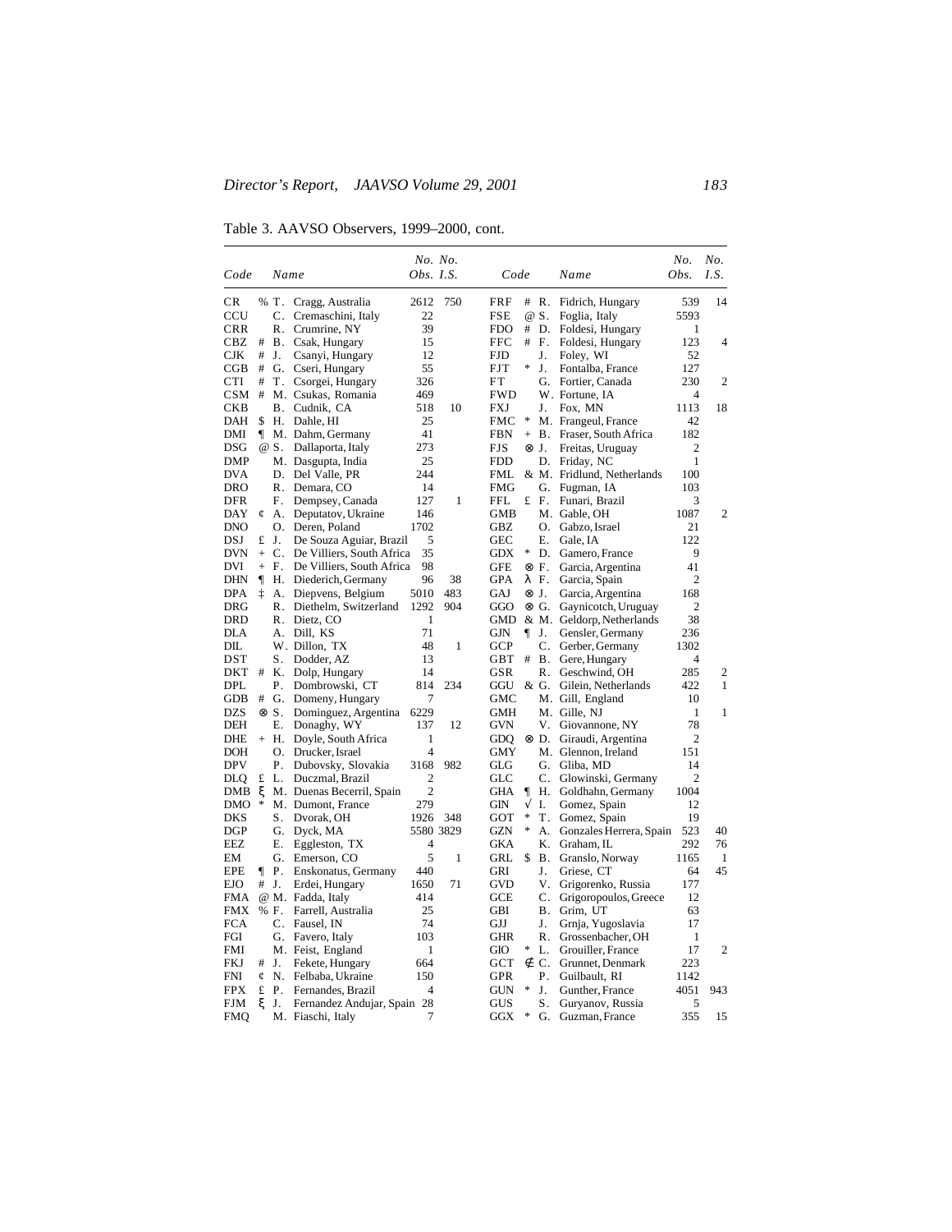Table 3. AAVSO Observers, 1999–2000, cont.

| Code | | Name | No. Obs. | No. I.S. |
|---|---|---|---|---|
| CR | % | T. Cragg, Australia | 2612 | 750 |
| CCU | | C. Cremaschini, Italy | 22 | |
| CRR | | R. Crumrine, NY | 39 | |
| CBZ | # | B. Csak, Hungary | 15 | |
| CJK | # | J. Csanyi, Hungary | 12 | |
| CGB | # | G. Cseri, Hungary | 55 | |
| CTI | # | T. Csorgei, Hungary | 326 | |
| CSM | # | M. Csukas, Romania | 469 | |
| CKB | | B. Cudnik, CA | 518 | 10 |
| DAH | $ | H. Dahle, HI | 25 | |
| DMI | ¶ | M. Dahm, Germany | 41 | |
| DSG | @ | S. Dallaporta, Italy | 273 | |
| DMP | | M. Dasgupta, India | 25 | |
| DVA | | D. Del Valle, PR | 244 | |
| DRO | | R. Demara, CO | 14 | |
| DFR | | F. Dempsey, Canada | 127 | 1 |
| DAY | ¢ | A. Deputatov, Ukraine | 146 | |
| DNO | | O. Deren, Poland | 1702 | |
| DSJ | £ | J. De Souza Aguiar, Brazil | 5 | |
| DVN | + | C. De Villiers, South Africa | 35 | |
| DVI | + | F. De Villiers, South Africa | 98 | |
| DHN | ¶ | H. Diederich, Germany | 96 | 38 |
| DPA | ‡ | A. Diepvens, Belgium | 5010 | 483 |
| DRG | | R. Diethelm, Switzerland | 1292 | 904 |
| DRD | | R. Dietz, CO | 1 | |
| DLA | | A. Dill, KS | 71 | |
| DIL | | W. Dillon, TX | 48 | 1 |
| DST | | S. Dodder, AZ | 13 | |
| DKT | # | K. Dolp, Hungary | 14 | |
| DPL | | P. Dombrowski, CT | 814 | 234 |
| GDB | # | G. Domeny, Hungary | 7 | |
| DZS | ⊗ | S. Dominguez, Argentina | 6229 | |
| DEH | | E. Donaghy, WY | 137 | 12 |
| DHE | + | H. Doyle, South Africa | 1 | |
| DOH | | O. Drucker, Israel | 4 | |
| DPV | | P. Dubovsky, Slovakia | 3168 | 982 |
| DLQ | £ | L. Duczmal, Brazil | 2 | |
| DMB | ξ | M. Duenas Becerril, Spain | 2 | |
| DMO | * | M. Dumont, France | 279 | |
| DKS | | S. Dvorak, OH | 1926 | 348 |
| DGP | | G. Dyck, MA | 5580 | 3829 |
| EEZ | | E. Eggleston, TX | 4 | |
| EM | | G. Emerson, CO | 5 | 1 |
| EPE | ¶ | P. Enskonatus, Germany | 440 | |
| EJO | # | J. Erdei, Hungary | 1650 | 71 |
| FMA | @ | M. Fadda, Italy | 414 | |
| FMX | % | F. Farrell, Australia | 25 | |
| FCA | | C. Fausel, IN | 74 | |
| FGI | | G. Favero, Italy | 103 | |
| FMI | | M. Feist, England | 1 | |
| FKJ | # | J. Fekete, Hungary | 664 | |
| FNI | ¢ | N. Felbaba, Ukraine | 150 | |
| FPX | £ | P. Fernandes, Brazil | 4 | |
| FJM | ξ | J. Fernandez Andujar, Spain | 28 | |
| FMQ | | M. Fiaschi, Italy | 7 | |
| FRF | # | R. Fidrich, Hungary | 539 | 14 |
| FSE | @ | S. Foglia, Italy | 5593 | |
| FDO | # | D. Foldesi, Hungary | 1 | |
| FFC | # | F. Foldesi, Hungary | 123 | 4 |
| FJD | | J. Foley, WI | 52 | |
| FJT | * | J. Fontalba, France | 127 | |
| FT | | G. Fortier, Canada | 230 | 2 |
| FWD | | W. Fortune, IA | 4 | |
| FXJ | | J. Fox, MN | 1113 | 18 |
| FMC | * | M. Frangeul, France | 42 | |
| FBN | + | B. Fraser, South Africa | 182 | |
| FJS | ⊗ | J. Freitas, Uruguay | 2 | |
| FDD | | D. Friday, NC | 1 | |
| FML | & | M. Fridlund, Netherlands | 100 | |
| FMG | | G. Fugman, IA | 103 | |
| FFL | £ | F. Funari, Brazil | 3 | |
| GMB | | M. Gable, OH | 1087 | 2 |
| GBZ | | O. Gabzo, Israel | 21 | |
| GEC | | E. Gale, IA | 122 | |
| GDX | * | D. Gamero, France | 9 | |
| GFE | ⊗ | F. Garcia, Argentina | 41 | |
| GPA | λ | F. Garcia, Spain | 2 | |
| GAJ | ⊗ | J. Garcia, Argentina | 168 | |
| GGO | ⊗ | G. Gaynicotch, Uruguay | 2 | |
| GMD | & | M. Geldorp, Netherlands | 38 | |
| GJN | ¶ | J. Gensler, Germany | 236 | |
| GCP | | C. Gerber, Germany | 1302 | |
| GBT | # | B. Gere, Hungary | 4 | |
| GSR | | R. Geschwind, OH | 285 | 2 |
| GGU | & | G. Gilein, Netherlands | 422 | 1 |
| GMC | | M. Gill, England | 10 | |
| GMH | | M. Gille, NJ | 1 | 1 |
| GVN | | V. Giovannone, NY | 78 | |
| GDQ | ⊗ | D. Giraudi, Argentina | 2 | |
| GMY | | M. Glennon, Ireland | 151 | |
| GLG | | G. Gliba, MD | 14 | |
| GLC | | C. Glowinski, Germany | 2 | |
| GHA | ¶ | H. Goldhahn, Germany | 1004 | |
| GIN | √ | I. Gomez, Spain | 12 | |
| GOT | * | T. Gomez, Spain | 19 | |
| GZN | * | A. Gonzales Herrera, Spain | 523 | 40 |
| GKA | | K. Graham, IL | 292 | 76 |
| GRL | $ | B. Granslo, Norway | 1165 | 1 |
| GRI | | J. Griese, CT | 64 | 45 |
| GVD | | V. Grigorenko, Russia | 177 | |
| GCE | | C. Grigoropoulos, Greece | 12 | |
| GBI | | B. Grim, UT | 63 | |
| GJJ | | J. Grnja, Yugoslavia | 17 | |
| GHR | | R. Grossenbacher, OH | 1 | |
| GIO | * | L. Grouiller, France | 17 | 2 |
| GCT | ∉ | C. Grunnet, Denmark | 223 | |
| GPR | | P. Guilbault, RI | 1142 | |
| GUN | * | J. Gunther, France | 4051 | 943 |
| GUS | | S. Guryanov, Russia | 5 | |
| GGX | * | G. Guzman, France | 355 | 15 |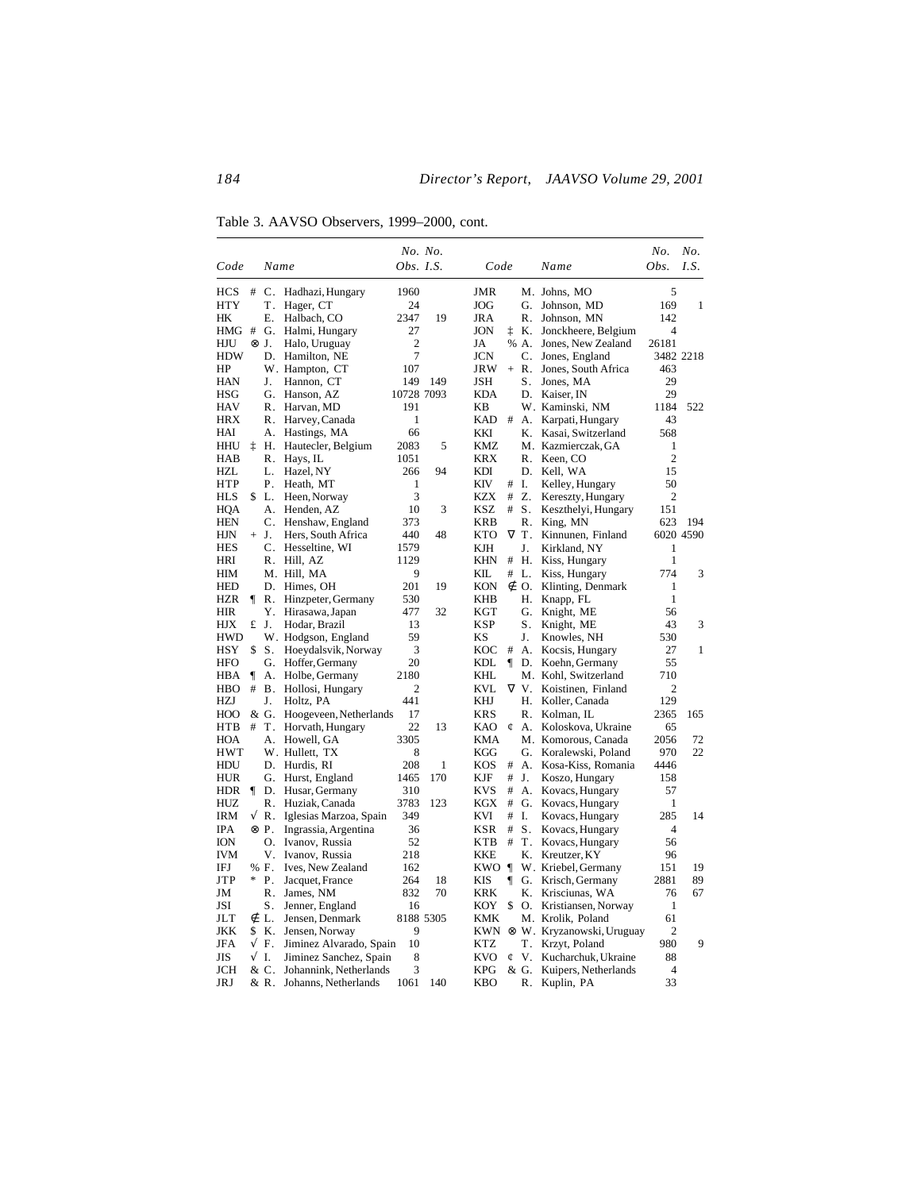Table 3. AAVSO Observers, 1999–2000, cont.

| Code | | Name | No. Obs. | No. I.S. | Code | | Name | No. Obs. | No. I.S. |
|---|---|---|---|---|---|---|---|---|---|
| HCS | # | C. Hadhazi, Hungary | 1960 | | JMR | | M. Johns, MO | 5 | |
| HTY | | T. Hager, CT | 24 | | JOG | | G. Johnson, MD | 169 | 1 |
| HK | | E. Halbach, CO | 2347 | 19 | JRA | | R. Johnson, MN | 142 | |
| HMG | # | G. Halmi, Hungary | 27 | | JON | ‡ | K. Jonckheere, Belgium | 4 | |
| HJU | ⊗ | J. Halo, Uruguay | 2 | | JA | % | A. Jones, New Zealand | 26181 | |
| HDW | | D. Hamilton, NE | 7 | | JCN | | C. Jones, England | 3482 | 2218 |
| HP | | W. Hampton, CT | 107 | | JRW | + | R. Jones, South Africa | 463 | |
| HAN | | J. Hannon, CT | 149 | 149 | JSH | | S. Jones, MA | 29 | |
| HSG | | G. Hanson, AZ | 10728 | 7093 | KDA | | D. Kaiser, IN | 29 | |
| HAV | | R. Harvan, MD | 191 | | KB | | W. Kaminski, NM | 1184 | 522 |
| HRX | | R. Harvey, Canada | 1 | | KAD | # | A. Karpati, Hungary | 43 | |
| HAI | | A. Hastings, MA | 66 | | KKI | | K. Kasai, Switzerland | 568 | |
| HHU | ‡ | H. Hautecler, Belgium | 2083 | 5 | KMZ | | M. Kazmierczak, GA | 1 | |
| HAB | | R. Hays, IL | 1051 | | KRX | | R. Keen, CO | 2 | |
| HZL | | L. Hazel, NY | 266 | 94 | KDI | | D. Kell, WA | 15 | |
| HTP | | P. Heath, MT | 1 | | KIV | # | I. Kelley, Hungary | 50 | |
| HLS | $ | L. Heen, Norway | 3 | | KZX | # | Z. Kereszty, Hungary | 2 | |
| HQA | | A. Henden, AZ | 10 | 3 | KSZ | # | S. Keszthelyi, Hungary | 151 | |
| HEN | | C. Henshaw, England | 373 | | KRB | | R. King, MN | 623 | 194 |
| HJN | + | J. Hers, South Africa | 440 | 48 | KTO | ∇ | T. Kinnunen, Finland | 6020 | 4590 |
| HES | | C. Hesseltine, WI | 1579 | | KJH | | J. Kirkland, NY | 1 | |
| HRI | | R. Hill, AZ | 1129 | | KHN | # | H. Kiss, Hungary | 1 | |
| HIM | | M. Hill, MA | 9 | | KIL | # | L. Kiss, Hungary | 774 | 3 |
| HED | | D. Himes, OH | 201 | 19 | KON | ∉ | O. Klinting, Denmark | 1 | |
| HZR | ¶ | R. Hinzpeter, Germany | 530 | | KHB | | H. Knapp, FL | 1 | |
| HIR | | Y. Hirasawa, Japan | 477 | 32 | KGT | | G. Knight, ME | 56 | |
| HJX | £ | J. Hodar, Brazil | 13 | | KSP | | S. Knight, ME | 43 | 3 |
| HWD | | W. Hodgson, England | 59 | | KS | | J. Knowles, NH | 530 | |
| HSY | $ | S. Hoeydalsvik, Norway | 3 | | KOC | # | A. Kocsis, Hungary | 27 | 1 |
| HFO | | G. Hoffer, Germany | 20 | | KDL | ¶ | D. Koehn, Germany | 55 | |
| HBA | ¶ | A. Holbe, Germany | 2180 | | KHL | | M. Kohl, Switzerland | 710 | |
| HBO | # | B. Hollosi, Hungary | 2 | | KVL | ∇ | V. Koistinen, Finland | 2 | |
| HZJ | | J. Holtz, PA | 441 | | KHJ | | H. Koller, Canada | 129 | |
| HOO | & | G. Hoogeveen, Netherlands | 17 | | KRS | | R. Kolman, IL | 2365 | 165 |
| HTB | # | T. Horvath, Hungary | 22 | 13 | KAO | ¢ | A. Koloskova, Ukraine | 65 | |
| HOA | | A. Howell, GA | 3305 | | KMA | | M. Komorous, Canada | 2056 | 72 |
| HWT | | W. Hullett, TX | 8 | | KGG | | G. Koralewski, Poland | 970 | 22 |
| HDU | | D. Hurdis, RI | 208 | 1 | KOS | # | A. Kosa-Kiss, Romania | 4446 | |
| HUR | | G. Hurst, England | 1465 | 170 | KJF | # | J. Koszo, Hungary | 158 | |
| HDR | ¶ | D. Husar, Germany | 310 | | KVS | # | A. Kovacs, Hungary | 57 | |
| HUZ | | R. Huziak, Canada | 3783 | 123 | KGX | # | G. Kovacs, Hungary | 1 | |
| IRM | √ | R. Iglesias Marzoa, Spain | 349 | | KVI | # | I. Kovacs, Hungary | 285 | 14 |
| IPA | ⊗ | P. Ingrassia, Argentina | 36 | | KSR | # | S. Kovacs, Hungary | 4 | |
| ION | | O. Ivanov, Russia | 52 | | KTB | # | T. Kovacs, Hungary | 56 | |
| IVM | | V. Ivanov, Russia | 218 | | KKE | | K. Kreutzer, KY | 96 | |
| IFJ | % | F. Ives, New Zealand | 162 | | KWO | ¶ | W. Kriebel, Germany | 151 | 19 |
| JTP | * | P. Jacquet, France | 264 | 18 | KIS | ¶ | G. Krisch, Germany | 2881 | 89 |
| JM | | R. James, NM | 832 | 70 | KRK | | K. Krisciunas, WA | 76 | 67 |
| JSI | | S. Jenner, England | 16 | | KOY | $ | O. Kristiansen, Norway | 1 | |
| JLT | ∉ | L. Jensen, Denmark | 8188 | 5305 | KMK | | M. Krolik, Poland | 61 | |
| JKK | $ | K. Jensen, Norway | 9 | | KWN | ⊗ | W. Kryzanowski, Uruguay | 2 | |
| JFA | √ | F. Jiminez Alvarado, Spain | 10 | | KTZ | | T. Krzyt, Poland | 980 | 9 |
| JIS | √ | I. Jiminez Sanchez, Spain | 8 | | KVO | ¢ | V. Kucharchuk, Ukraine | 88 | |
| JCH | & | C. Johannink, Netherlands | 3 | | KPG | & | G. Kuipers, Netherlands | 4 | |
| JRJ | & | R. Johanns, Netherlands | 1061 | 140 | KBO | | R. Kuplin, PA | 33 | |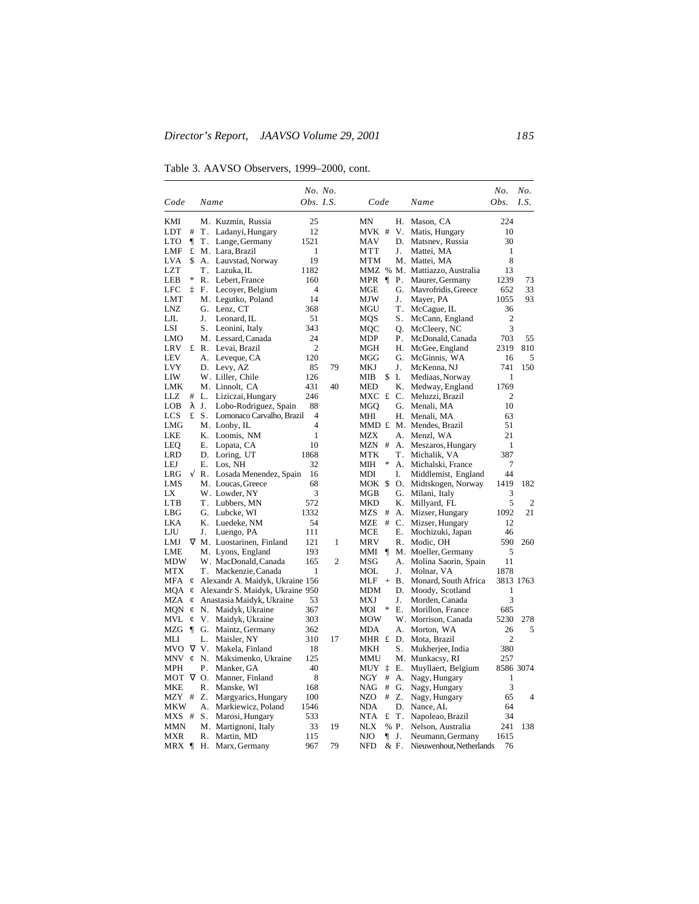Table 3. AAVSO Observers, 1999–2000, cont.

| Code | | Name | No. Obs. | No. I.S. | Code | | Name | No. Obs. | No. I.S. |
|---|---|---|---|---|---|---|---|---|---|
| KMI | | M. Kuzmin, Russia | 25 | | MN | | H. Mason, CA | 224 | |
| LDT | # | T. Ladanyi, Hungary | 12 | | MVK | # | V. Matis, Hungary | 10 | |
| LTO | ¶ | T. Lange, Germany | 1521 | | MAV | | D. Matsnev, Russia | 30 | |
| LMF | £ | M. Lara, Brazil | 1 | | MTT | | J. Mattei, MA | 1 | |
| LVA | $ | A. Lauvstad, Norway | 19 | | MTM | | M. Mattei, MA | 8 | |
| LZT | | T. Lazuka, IL | 1182 | | MMZ | % | M. Mattiazzo, Australia | 13 | |
| LEB | * | R. Lebert, France | 160 | | MPR | ¶ | P. Maurer, Germany | 1239 | 73 |
| LFC | ‡ | F. Lecoyer, Belgium | 4 | | MGE | | G. Mavrofridis, Greece | 652 | 33 |
| LMT | | M. Legutko, Poland | 14 | | MJW | | J. Mayer, PA | 1055 | 93 |
| LNZ | | G. Lenz, CT | 368 | | MGU | | T. McCague, IL | 36 | |
| LJL | | J. Leonard, IL | 51 | | MQS | | S. McCann, England | 2 | |
| LSI | | S. Leonini, Italy | 343 | | MQC | | Q. McCleery, NC | 3 | |
| LMO | | M. Lessard, Canada | 24 | | MDP | | P. McDonald, Canada | 703 | 55 |
| LRV | £ | R. Levai, Brazil | 2 | | MGH | | H. McGee, England | 2319 | 810 |
| LEV | | A. Leveque, CA | 120 | | MGG | | G. McGinnis, WA | 16 | 5 |
| LVY | | D. Levy, AZ | 85 | 79 | MKJ | | J. McKenna, NJ | 741 | 150 |
| LIW | | W. Liller, Chile | 126 | | MIB | $ | I. Mediaas, Norway | 1 | |
| LMK | | M. Linnolt, CA | 431 | 40 | MED | | K. Medway, England | 1769 | |
| LLZ | # | L. Liziczai, Hungary | 246 | | MXC | £ | C. Meluzzi, Brazil | 2 | |
| LOB | λ | J. Lobo-Rodriguez, Spain | 88 | | MGQ | | G. Menali, MA | 10 | |
| LCS | £ | S. Lomonaco Carvalho, Brazil | 4 | | MHI | | H. Menali, MA | 63 | |
| LMG | | M. Looby, IL | 4 | | MMD | £ | M. Mendes, Brazil | 51 | |
| LKE | | K. Loomis, NM | 1 | | MZX | | A. Menzl, WA | 21 | |
| LEQ | | E. Lopata, CA | 10 | | MZN | # | A. Meszaros, Hungary | 1 | |
| LRD | | D. Loring, UT | 1868 | | MTK | | T. Michalik, VA | 387 | |
| LEJ | | E. Los, NH | 32 | | MIH | * | A. Michalski, France | 7 | |
| LRG | √ | R. Losada Menendez, Spain | 16 | | MDI | | I. Middlemist, England | 44 | |
| LMS | | M. Loucas, Greece | 68 | | MOK | $ | O. Midtskogen, Norway | 1419 | 182 |
| LX | | W. Lowder, NY | 3 | | MGB | | G. Milani, Italy | 3 | |
| LTB | | T. Lubbers, MN | 572 | | MKD | | K. Millyard, FL | 5 | 2 |
| LBG | | G. Lubcke, WI | 1332 | | MZS | # | A. Mizser, Hungary | 1092 | 21 |
| LKA | | K. Luedeke, NM | 54 | | MZE | # | C. Mizser, Hungary | 12 | |
| LJU | | J. Luengo, PA | 111 | | MCE | | E. Mochizuki, Japan | 46 | |
| LMJ | ∇ | M. Luostarinen, Finland | 121 | 1 | MRV | | R. Modic, OH | 590 | 260 |
| LME | | M. Lyons, England | 193 | | MMI | ¶ | M. Moeller, Germany | 5 | |
| MDW | | W. MacDonald, Canada | 165 | 2 | MSG | | A. Molina Saorin, Spain | 11 | |
| MTX | | T. Mackenzie, Canada | 1 | | MOL | | J. Molnar, VA | 1878 | |
| MFA | ¢ | Alexandr A. Maidyk, Ukraine | 156 | | MLF | + | B. Monard, South Africa | 3813 | 1763 |
| MQA | ¢ | Alexandr S. Maidyk, Ukraine | 950 | | MDM | | D. Moody, Scotland | 1 | |
| MZA | ¢ | Anastasia Maidyk, Ukraine | 53 | | MXJ | | J. Morden, Canada | 3 | |
| MQN | ¢ | N. Maidyk, Ukraine | 367 | | MOI | * | E. Morillon, France | 685 | |
| MVL | ¢ | V. Maidyk, Ukraine | 303 | | MOW | | W. Morrison, Canada | 5230 | 278 |
| MZG | ¶ | G. Maintz, Germany | 362 | | MDA | | A. Morton, WA | 26 | 5 |
| MLI | | L. Maisler, NY | 310 | 17 | MHR | £ | D. Mota, Brazil | 2 | |
| MVO | ∇ | V. Makela, Finland | 18 | | MKH | | S. Mukherjee, India | 380 | |
| MNV | ¢ | N. Maksimenko, Ukraine | 125 | | MMU | | M. Munkacsy, RI | 257 | |
| MPH | | P. Manker, GA | 40 | | MUY | ‡ | E. Muyllaert, Belgium | 8586 | 3074 |
| MOT | ∇ | O. Manner, Finland | 8 | | NGY | # | A. Nagy, Hungary | 1 | |
| MKE | | R. Manske, WI | 168 | | NAG | # | G. Nagy, Hungary | 3 | |
| MZY | # | Z. Margyarics, Hungary | 100 | | NZO | # | Z. Nagy, Hungary | 65 | 4 |
| MKW | | A. Markiewicz, Poland | 1546 | | NDA | | D. Nance, AL | 64 | |
| MXS | # | S. Marosi, Hungary | 533 | | NTA | £ | T. Napoleao, Brazil | 34 | |
| MMN | | M. Martignoni, Italy | 33 | 19 | NLX | % | P. Nelson, Australia | 241 | 138 |
| MXR | | R. Martin, MD | 115 | | NJO | ¶ | J. Neumann, Germany | 1615 | |
| MRX | ¶ | H. Marx, Germany | 967 | 79 | NFD | & | F. Nieuwenhout, Netherlands | 76 | |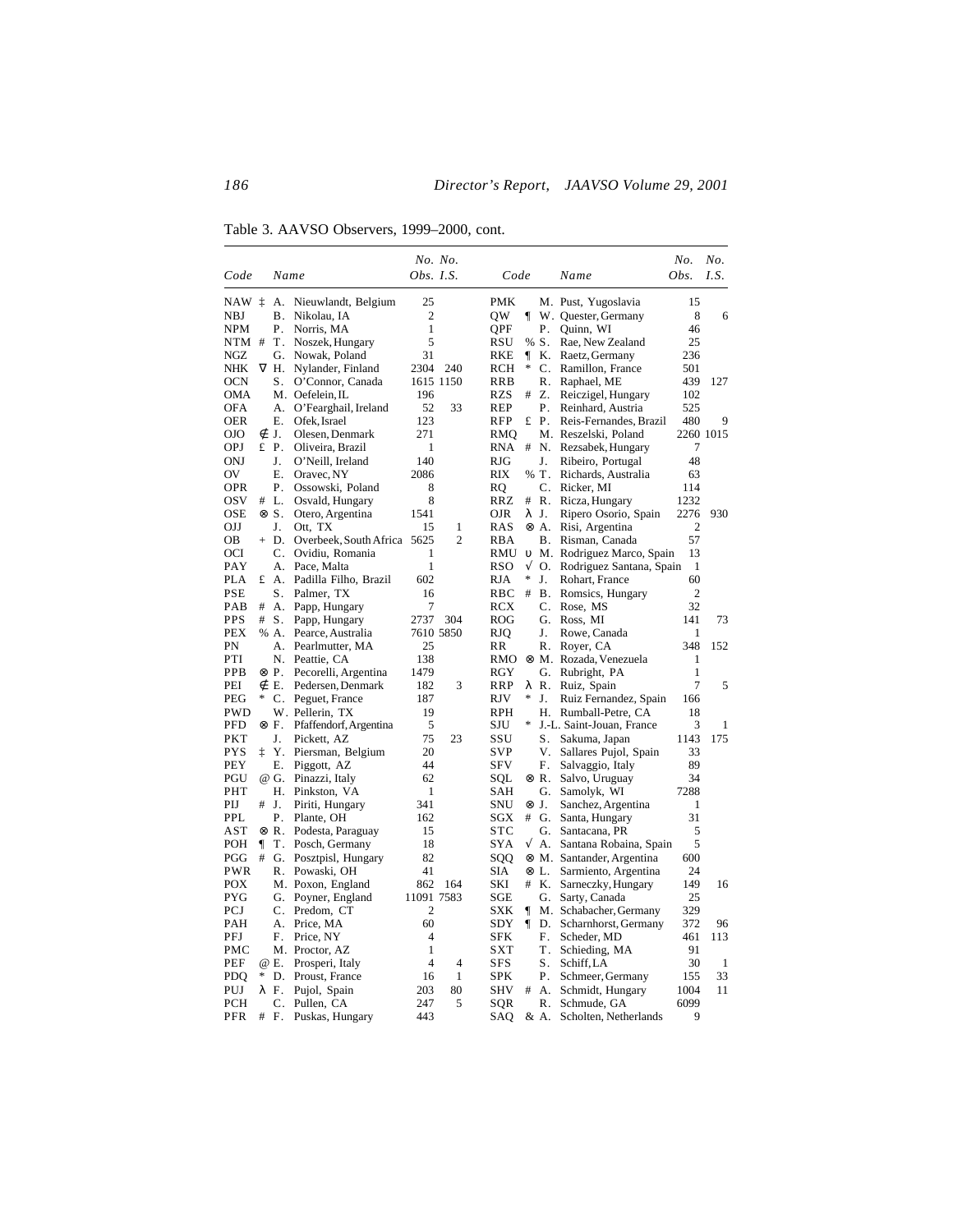Table 3. AAVSO Observers, 1999–2000, cont.

| Code | | Name | No. Obs. | No. I.S. |
|---|---|---|---|---|
| NAW | ‡ | A. Nieuwlandt, Belgium | 25 | |
| NBJ | | B. Nikolau, IA | 2 | |
| NPM | | P. Norris, MA | 1 | |
| NTM | # | T. Noszek, Hungary | 5 | |
| NGZ | | G. Nowak, Poland | 31 | |
| NHK | ∇ | H. Nylander, Finland | 2304 | 240 |
| OCN | | S. O'Connor, Canada | 1615 | 1150 |
| OMA | | M. Oefelein, IL | 196 | |
| OFA | | A. O'Fearghail, Ireland | 52 | 33 |
| OER | | E. Ofek, Israel | 123 | |
| OJO | ∉ | J. Olesen, Denmark | 271 | |
| OPJ | £ | P. Oliveira, Brazil | 1 | |
| ONJ | | J. O'Neill, Ireland | 140 | |
| OV | | E. Oravec, NY | 2086 | |
| OPR | | P. Ossowski, Poland | 8 | |
| OSV | # | L. Osvald, Hungary | 8 | |
| OSE | ⊗ | S. Otero, Argentina | 1541 | |
| OJJ | | J. Ott, TX | 15 | 1 |
| OB | + | D. Overbeek, South Africa | 5625 | 2 |
| OCI | | C. Ovidiu, Romania | 1 | |
| PAY | | A. Pace, Malta | 1 | |
| PLA | £ | A. Padilla Filho, Brazil | 602 | |
| PSE | | S. Palmer, TX | 16 | |
| PAB | # | A. Papp, Hungary | 7 | |
| PPS | # | S. Papp, Hungary | 2737 | 304 |
| PEX | % | A. Pearce, Australia | 7610 | 5850 |
| PN | | A. Pearlmutter, MA | 25 | |
| PTI | | N. Peattie, CA | 138 | |
| PPB | ⊗ | P. Pecorelli, Argentina | 1479 | |
| PEI | ∉ | E. Pedersen, Denmark | 182 | 3 |
| PEG | * | C. Peguet, France | 187 | |
| PWD | | W. Pellerin, TX | 19 | |
| PFD | ⊗ | F. Pfaffendorf, Argentina | 5 | |
| PKT | | J. Pickett, AZ | 75 | 23 |
| PYS | ‡ | Y. Piersman, Belgium | 20 | |
| PEY | | E. Piggott, AZ | 44 | |
| PGU | @ | G. Pinazzi, Italy | 62 | |
| PHT | | H. Pinkston, VA | 1 | |
| PIJ | # | J. Piriti, Hungary | 341 | |
| PPL | | P. Plante, OH | 162 | |
| AST | ⊗ | R. Podesta, Paraguay | 15 | |
| POH | ¶ | T. Posch, Germany | 18 | |
| PGG | # | G. Posztpisl, Hungary | 82 | |
| PWR | | R. Powaski, OH | 41 | |
| POX | | M. Poxon, England | 862 | 164 |
| PYG | | G. Poyner, England | 11091 | 7583 |
| PCJ | | C. Predom, CT | 2 | |
| PAH | | A. Price, MA | 60 | |
| PFJ | | F. Price, NY | 4 | |
| PMC | | M. Proctor, AZ | 1 | |
| PEF | @ | E. Prosperi, Italy | 4 | 4 |
| PDQ | * | D. Proust, France | 16 | 1 |
| PUJ | λ | F. Pujol, Spain | 203 | 80 |
| PCH | | C. Pullen, CA | 247 | 5 |
| PFR | # | F. Puskas, Hungary | 443 | |
| PMK | | M. Pust, Yugoslavia | 15 | |
| QW | ¶ | W. Quester, Germany | 8 | 6 |
| QPF | | P. Quinn, WI | 46 | |
| RSU | % | S. Rae, New Zealand | 25 | |
| RKE | ¶ | K. Raetz, Germany | 236 | |
| RCH | * | C. Ramillon, France | 501 | |
| RRB | | R. Raphael, ME | 439 | 127 |
| RZS | # | Z. Reiczigel, Hungary | 102 | |
| REP | | P. Reinhard, Austria | 525 | |
| RFP | £ | P. Reis-Fernandes, Brazil | 480 | 9 |
| RMQ | | M. Reszelski, Poland | 2260 | 1015 |
| RNA | # | N. Rezsabek, Hungary | 7 | |
| RJG | | J. Ribeiro, Portugal | 48 | |
| RIX | % | T. Richards, Australia | 63 | |
| RQ | | C. Ricker, MI | 114 | |
| RRZ | # | R. Ricza, Hungary | 1232 | |
| OJR | λ | J. Ripero Osorio, Spain | 2276 | 930 |
| RAS | ⊗ | A. Risi, Argentina | 2 | |
| RBA | | B. Risman, Canada | 57 | |
| RMU | υ | M. Rodriguez Marco, Spain | 13 | |
| RSO | √ | O. Rodriguez Santana, Spain | 1 | |
| RJA | * | J. Rohart, France | 60 | |
| RBC | # | B. Romsics, Hungary | 2 | |
| RCX | | C. Rose, MS | 32 | |
| ROG | | G. Ross, MI | 141 | 73 |
| RJQ | | J. Rowe, Canada | 1 | |
| RR | | R. Royer, CA | 348 | 152 |
| RMO | ⊗ | M. Rozada, Venezuela | 1 | |
| RGY | | G. Rubright, PA | 1 | |
| RRP | λ | R. Ruiz, Spain | 7 | 5 |
| RJV | * | J. Ruiz Fernandez, Spain | 166 | |
| RPH | | H. Rumball-Petre, CA | 18 | |
| SJU | * | J.-L. Saint-Jouan, France | 3 | 1 |
| SSU | | S. Sakuma, Japan | 1143 | 175 |
| SVP | | V. Sallares Pujol, Spain | 33 | |
| SFV | | F. Salvaggio, Italy | 89 | |
| SQL | ⊗ | R. Salvo, Uruguay | 34 | |
| SAH | | G. Samolyk, WI | 7288 | |
| SNU | ⊗ | J. Sanchez, Argentina | 1 | |
| SGX | # | G. Santa, Hungary | 31 | |
| STC | | G. Santacana, PR | 5 | |
| SYA | √ | A. Santana Robaina, Spain | 5 | |
| SQQ | ⊗ | M. Santander, Argentina | 600 | |
| SIA | ⊗ | L. Sarmiento, Argentina | 24 | |
| SKI | # | K. Sarneczky, Hungary | 149 | 16 |
| SGE | | G. Sarty, Canada | 25 | |
| SXK | ¶ | M. Schabacher, Germany | 329 | |
| SDY | ¶ | D. Scharnhorst, Germany | 372 | 96 |
| SFK | | F. Scheder, MD | 461 | 113 |
| SXT | | T. Schieding, MA | 91 | |
| SFS | | S. Schiff, LA | 30 | 1 |
| SPK | | P. Schmeer, Germany | 155 | 33 |
| SHV | # | A. Schmidt, Hungary | 1004 | 11 |
| SQR | | R. Schmude, GA | 6099 | |
| SAQ | & | A. Scholten, Netherlands | 9 | |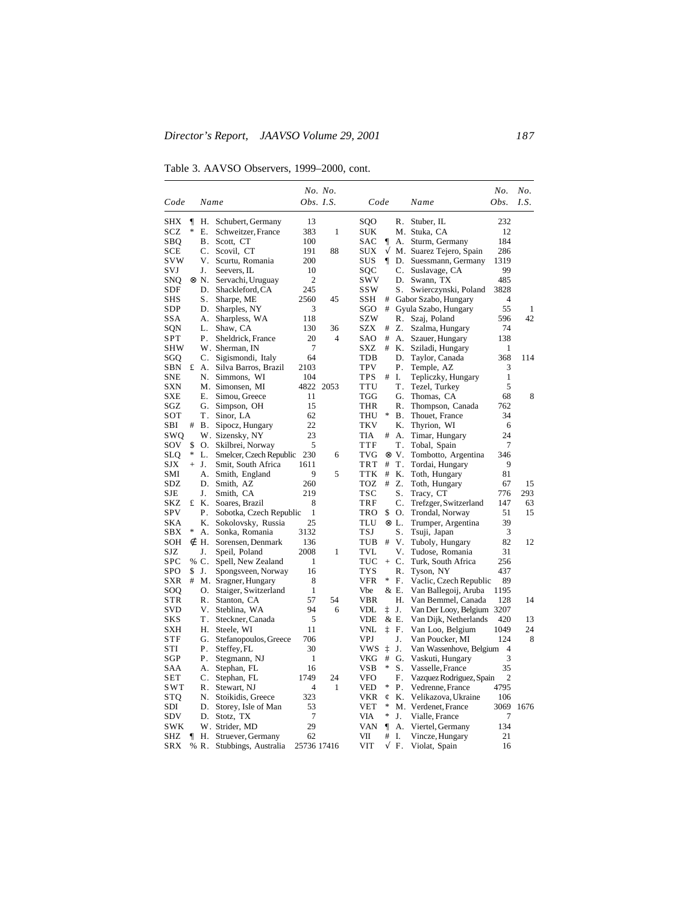Table 3. AAVSO Observers, 1999–2000, cont.

| Code | | Name | No. Obs. | No. I.S. | Code | | Name | No. Obs. | No. I.S. |
|---|---|---|---|---|---|---|---|---|---|
| SHX | ¶ | H. Schubert, Germany | 13 | | SQO | | R. Stuber, IL | 232 | |
| SCZ | * | E. Schweitzer, France | 383 | 1 | SUK | | M. Stuka, CA | 12 | |
| SBQ | | B. Scott, CT | 100 | | SAC | ¶ | A. Sturm, Germany | 184 | |
| SCE | | C. Scovil, CT | 191 | 88 | SUX | √ | M. Suarez Tejero, Spain | 286 | |
| SVW | | V. Scurtu, Romania | 200 | | SUS | ¶ | D. Suessmann, Germany | 1319 | |
| SVJ | | J. Seevers, IL | 10 | | SQC | | C. Suslavage, CA | 99 | |
| SNQ | ⊗ | N. Servachi, Uruguay | 2 | | SWV | | D. Swann, TX | 485 | |
| SDF | | D. Shackleford, CA | 245 | | SSW | | S. Swierczynski, Poland | 3828 | |
| SHS | | S. Sharpe, ME | 2560 | 45 | SSH | # | Gabor Szabo, Hungary | 4 | |
| SDP | | D. Sharples, NY | 3 | | SGO | # | Gyula Szabo, Hungary | 55 | 1 |
| SSA | | A. Sharpless, WA | 118 | | SZW | | R. Szaj, Poland | 596 | 42 |
| SQN | | L. Shaw, CA | 130 | 36 | SZX | # | Z. Szalma, Hungary | 74 | |
| SPT | | P. Sheldrick, France | 20 | 4 | SAO | # | A. Szauer, Hungary | 138 | |
| SHW | | W. Sherman, IN | 7 | | SXZ | # | K. Sziladi, Hungary | 1 | |
| SGQ | | C. Sigismondi, Italy | 64 | | TDB | | D. Taylor, Canada | 368 | 114 |
| SBN | £ | A. Silva Barros, Brazil | 2103 | | TPV | | P. Temple, AZ | 3 | |
| SNE | | N. Simmons, WI | 104 | | TPS | # | I. Tepliczky, Hungary | 1 | |
| SXN | | M. Simonsen, MI | 4822 | 2053 | TTU | | T. Tezel, Turkey | 5 | |
| SXE | | E. Simou, Greece | 11 | | TGG | | G. Thomas, CA | 68 | 8 |
| SGZ | | G. Simpson, OH | 15 | | THR | | R. Thompson, Canada | 762 | |
| SOT | | T. Sinor, LA | 62 | | THU | * | B. Thouet, France | 34 | |
| SBI | # | B. Sipocz, Hungary | 22 | | TKV | | K. Thyrion, WI | 6 | |
| SWQ | | W. Sizensky, NY | 23 | | TIA | # | A. Timar, Hungary | 24 | |
| SOV | $ | O. Skilbrei, Norway | 5 | | TTF | | T. Tobal, Spain | 7 | |
| SLQ | * | L. Smelcer, Czech Republic | 230 | 6 | TVG | ⊗ | V. Tombotto, Argentina | 346 | |
| SJX | + | J. Smit, South Africa | 1611 | | TRT | # | T. Tordai, Hungary | 9 | |
| SMI | | A. Smith, England | 9 | 5 | TTK | # | K. Toth, Hungary | 81 | |
| SDZ | | D. Smith, AZ | 260 | | TOZ | # | Z. Toth, Hungary | 67 | 15 |
| SJE | | J. Smith, CA | 219 | | TSC | | S. Tracy, CT | 776 | 293 |
| SKZ | £ | K. Soares, Brazil | 8 | | TRF | | C. Trefzger, Switzerland | 147 | 63 |
| SPV | | P. Sobotka, Czech Republic | 1 | | TRO | $ | O. Trondal, Norway | 51 | 15 |
| SKA | | K. Sokolovsky, Russia | 25 | | TLU | ⊗ | L. Trumper, Argentina | 39 | |
| SBX | * | A. Sonka, Romania | 3132 | | TSJ | | S. Tsuji, Japan | 3 | |
| SOH | ∉ | H. Sorensen, Denmark | 136 | | TUB | # | V. Tuboly, Hungary | 82 | 12 |
| SJZ | | J. Speil, Poland | 2008 | 1 | TVL | | V. Tudose, Romania | 31 | |
| SPC | % | C. Spell, New Zealand | 1 | | TUC | + | C. Turk, South Africa | 256 | |
| SPO | $ | J. Spongsveen, Norway | 16 | | TYS | | R. Tyson, NY | 437 | |
| SXR | # | M. Sragner, Hungary | 8 | | VFR | * | F. Vaclic, Czech Republic | 89 | |
| SOQ | | O. Staiger, Switzerland | 1 | | Vbe | & | E. Van Ballegoij, Aruba | 1195 | |
| STR | | R. Stanton, CA | 57 | 54 | VBR | | H. Van Bemmel, Canada | 128 | 14 |
| SVD | | V. Steblina, WA | 94 | 6 | VDL | ‡ | J. Van Der Looy, Belgium | 3207 | |
| SKS | | T. Steckner, Canada | 5 | | VDE | & | E. Van Dijk, Netherlands | 420 | 13 |
| SXH | | H. Steele, WI | 11 | | VNL | ‡ | F. Van Loo, Belgium | 1049 | 24 |
| STF | | G. Stefanopoulos, Greece | 706 | | VPJ | | J. Van Poucker, MI | 124 | 8 |
| STI | | P. Steffey, FL | 30 | | VWS | ‡ | J. Van Wassenhove, Belgium | 4 | |
| SGP | | P. Stegmann, NJ | 1 | | VKG | # | G. Vaskuti, Hungary | 3 | |
| SAA | | A. Stephan, FL | 16 | | VSB | * | S. Vasselle, France | 35 | |
| SET | | C. Stephan, FL | 1749 | 24 | VFO | | F. Vazquez Rodriguez, Spain | 2 | |
| SWT | | R. Stewart, NJ | 4 | 1 | VED | * | P. Vedrenne, France | 4795 | |
| STQ | | N. Stoikidis, Greece | 323 | | VKR | ¢ | K. Velikazova, Ukraine | 106 | |
| SDI | | D. Storey, Isle of Man | 53 | | VET | * | M. Verdenet, France | 3069 | 1676 |
| SDV | | D. Stotz, TX | 7 | | VIA | * | J. Vialle, France | 7 | |
| SWK | | W. Strider, MD | 29 | | VAN | ¶ | A. Viertel, Germany | 134 | |
| SHZ | ¶ | H. Struever, Germany | 62 | | VII | # | I. Vincze, Hungary | 21 | |
| SRX | % | R. Stubbings, Australia | 25736 | 17416 | VIT | √ | F. Violat, Spain | 16 | |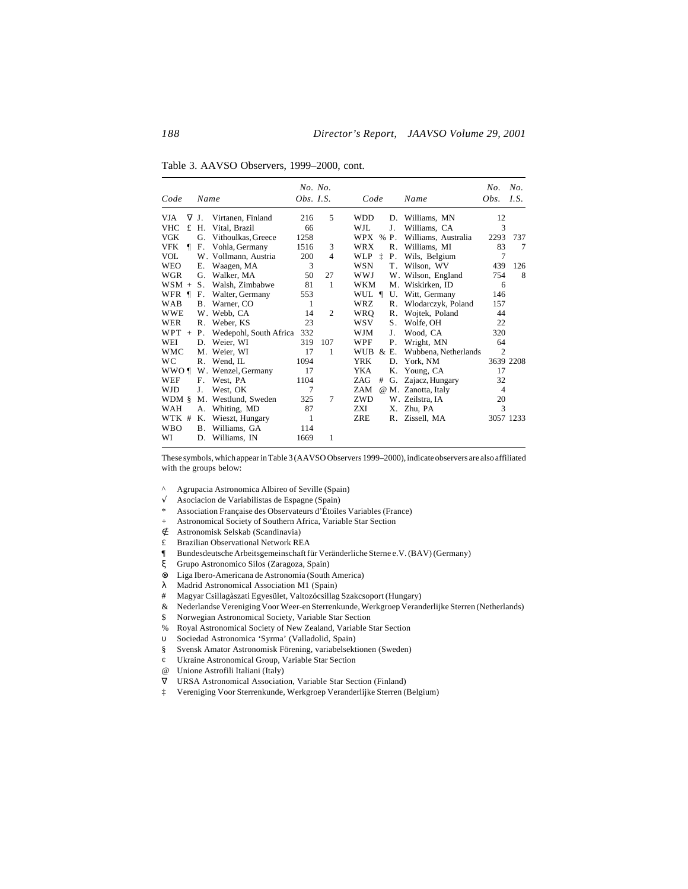Table 3. AAVSO Observers, 1999–2000, cont.

| Code | | Name | No. Obs. | No. I.S. | Code | | Name | No. Obs. | No. I.S. |
|---|---|---|---|---|---|---|---|---|---|
| VJA | ∇ | J. Virtanen, Finland | 216 | 5 | WDD | | D. Williams, MN | 12 | |
| VHC | £ | H. Vital, Brazil | 66 | | WJL | | J. Williams, CA | 3 | |
| VGK | | G. Vithoulkas, Greece | 1258 | | WPX | % | P. Williams, Australia | 2293 | 737 |
| VFK | ¶ | F. Vohla, Germany | 1516 | 3 | WRX | | R. Williams, MI | 83 | 7 |
| VOL | | W. Vollmann, Austria | 200 | 4 | WLP | ‡ | P. Wils, Belgium | 7 | |
| WEO | | E. Waagen, MA | 3 | | WSN | | T. Wilson, WV | 439 | 126 |
| WGR | | G. Walker, MA | 50 | 27 | WWJ | | W. Wilson, England | 754 | 8 |
| WSM | + | S. Walsh, Zimbabwe | 81 | 1 | WKM | | M. Wiskirken, ID | 6 | |
| WFR | ¶ | F. Walter, Germany | 553 | | WUL | ¶ | U. Witt, Germany | 146 | |
| WAB | | B. Warner, CO | 1 | | WRZ | | R. Wlodarczyk, Poland | 157 | |
| WWE | | W. Webb, CA | 14 | 2 | WRQ | | R. Wojtek, Poland | 44 | |
| WER | | R. Weber, KS | 23 | | WSV | | S. Wolfe, OH | 22 | |
| WPT | + | P. Wedepohl, South Africa | 332 | | WJM | | J. Wood, CA | 320 | |
| WEI | | D. Weier, WI | 319 | 107 | WPF | | P. Wright, MN | 64 | |
| WMC | | M. Weier, WI | 17 | 1 | WUB | & | E. Wubbena, Netherlands | 2 | |
| WC | | R. Wend, IL | 1094 | | YRK | | D. York, NM | 3639 | 2208 |
| WWO | ¶ | W. Wenzel, Germany | 17 | | YKA | | K. Young, CA | 17 | |
| WEF | | F. West, PA | 1104 | | ZAG | # | G. Zajacz, Hungary | 32 | |
| WJD | | J. West, OK | 7 | | ZAM | @ | M. Zanotta, Italy | 4 | |
| WDM | § | M. Westlund, Sweden | 325 | 7 | ZWD | | W. Zeilstra, IA | 20 | |
| WAH | | A. Whiting, MD | 87 | | ZXI | | X. Zhu, PA | 3 | |
| WTK | # | K. Wieszt, Hungary | 1 | | ZRE | | R. Zissell, MA | 3057 | 1233 |
| WBO | | B. Williams, GA | 114 | | | | | | |
| WI | | D. Williams, IN | 1669 | 1 | | | | | |

These symbols, which appear in Table 3 (AAVSO Observers 1999–2000), indicate observers are also affiliated with the groups below:

^ Agrupacia Astronomica Albireo of Seville (Spain)
√ Asociacion de Variabilistas de Espagne (Spain)
* Association Française des Observateurs d'Étoiles Variables (France)
+ Astronomical Society of Southern Africa, Variable Star Section
∉ Astronomisk Selskab (Scandinavia)
£ Brazilian Observational Network REA
¶ Bundesdeutsche Arbeitsgemeinschaft für Veränderliche Sterne e.V. (BAV) (Germany)
ξ Grupo Astronomico Silos (Zaragoza, Spain)
⊗ Liga Ibero-Americana de Astronomia (South America)
λ Madrid Astronomical Association M1 (Spain)
# Magyar Csillagàszati Egyesület, Valtozócsillag Szakcsoport (Hungary)
& Nederlandse Vereniging Voor Weer-en Sterrenkunde, Werkgroep Veranderlijke Sterren (Netherlands)
$ Norwegian Astronomical Society, Variable Star Section
% Royal Astronomical Society of New Zealand, Variable Star Section
υ Sociedad Astronomica 'Syrma' (Valladolid, Spain)
§ Svensk Amator Astronomisk Förening, variabelsektionen (Sweden)
¢ Ukraine Astronomical Group, Variable Star Section
@ Unione Astrofili Italiani (Italy)
∇ URSA Astronomical Association, Variable Star Section (Finland)
‡ Vereniging Voor Sterrenkunde, Werkgroep Veranderlijke Sterren (Belgium)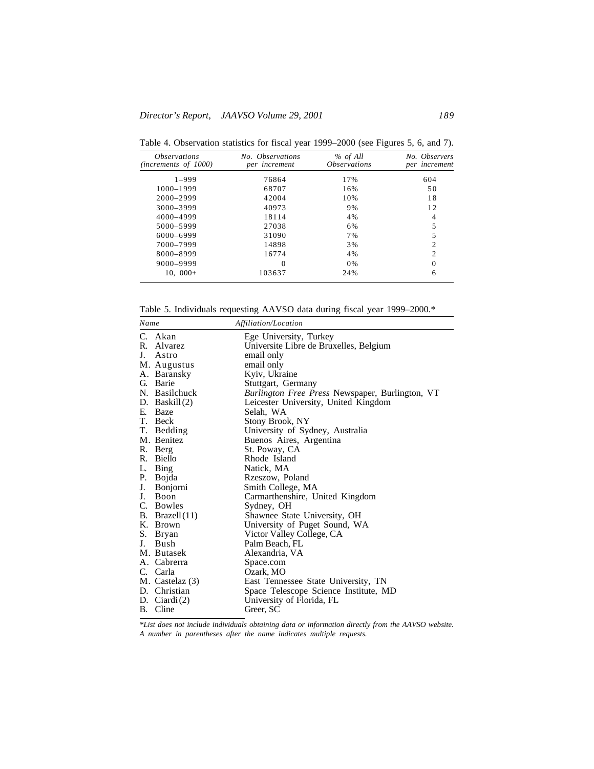Table 4. Observation statistics for fiscal year 1999–2000 (see Figures 5, 6, and 7).

| *Observations (increments of 1000)* | *No. Observations per increment* | *% of All Observations* | *No. Observers per increment* |
|---|---|---|---|
| 1–999 | 76864 | 17% | 604 |
| 1000–1999 | 68707 | 16% | 50 |
| 2000–2999 | 42004 | 10% | 18 |
| 3000–3999 | 40973 | 9% | 12 |
| 4000–4999 | 18114 | 4% | 4 |
| 5000–5999 | 27038 | 6% | 5 |
| 6000–6999 | 31090 | 7% | 5 |
| 7000–7999 | 14898 | 3% | 2 |
| 8000–8999 | 16774 | 4% | 2 |
| 9000–9999 | 0 | 0% | 0 |
| 10, 000+ | 103637 | 24% | 6 |

Table 5. Individuals requesting AAVSO data during fiscal year 1999–2000.*

| *Name* | *Affiliation/Location* |
|---|---|
| C. Akan | Ege University, Turkey |
| R. Alvarez | Universite Libre de Bruxelles, Belgium |
| J. Astro | email only |
| M. Augustus | email only |
| A. Baransky | Kyiv, Ukraine |
| G. Barie | Stuttgart, Germany |
| N. Basilchuck | *Burlington Free Press* Newspaper, Burlington, VT |
| D. Baskill (2) | Leicester University, United Kingdom |
| E. Baze | Selah, WA |
| T. Beck | Stony Brook, NY |
| T. Bedding | University of Sydney, Australia |
| M. Benitez | Buenos Aires, Argentina |
| R. Berg | St. Poway, CA |
| R. Biello | Rhode Island |
| L. Bing | Natick, MA |
| P. Bojda | Rzeszow, Poland |
| J. Bonjorni | Smith College, MA |
| J. Boon | Carmarthenshire, United Kingdom |
| C. Bowles | Sydney, OH |
| B. Brazell (11) | Shawnee State University, OH |
| K. Brown | University of Puget Sound, WA |
| S. Bryan | Victor Valley College, CA |
| J. Bush | Palm Beach, FL |
| M. Butasek | Alexandria, VA |
| A. Cabrerra | Space.com |
| C. Carla | Ozark, MO |
| M. Castelaz (3) | East Tennessee State University, TN |
| D. Christian | Space Telescope Science Institute, MD |
| D. Ciardi (2) | University of Florida, FL |
| B. Cline | Greer, SC |

*\*List does not include individuals obtaining data or information directly from the AAVSO website. A number in parentheses after the name indicates multiple requests.*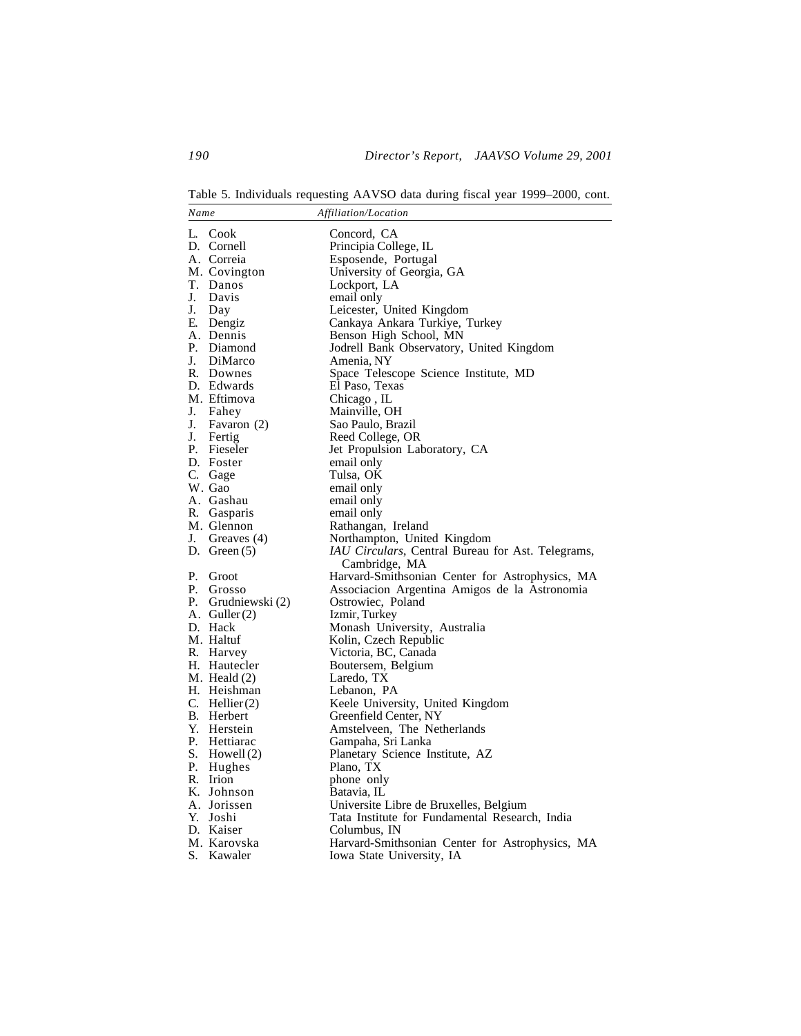Table 5. Individuals requesting AAVSO data during fiscal year 1999–2000, cont.

| *Name* | *Affiliation/Location* |
|---|---|
| L. Cook | Concord, CA |
| D. Cornell | Principia College, IL |
| A. Correia | Esposende, Portugal |
| M. Covington | University of Georgia, GA |
| T. Danos | Lockport, LA |
| J. Davis | email only |
| J. Day | Leicester, United Kingdom |
| E. Dengiz | Cankaya Ankara Turkiye, Turkey |
| A. Dennis | Benson High School, MN |
| P. Diamond | Jodrell Bank Observatory, United Kingdom |
| J. DiMarco | Amenia, NY |
| R. Downes | Space Telescope Science Institute, MD |
| D. Edwards | El Paso, Texas |
| M. Eftimova | Chicago , IL |
| J. Fahey | Mainville, OH |
| J. Favaron (2) | Sao Paulo, Brazil |
| J. Fertig | Reed College, OR |
| P. Fieseler | Jet Propulsion Laboratory, CA |
| D. Foster | email only |
| C. Gage | Tulsa, OK |
| W. Gao | email only |
| A. Gashau | email only |
| R. Gasparis | email only |
| M. Glennon | Rathangan, Ireland |
| J. Greaves (4) | Northampton, United Kingdom |
| D. Green (5) | *IAU Circulars*, Central Bureau for Ast. Telegrams, Cambridge, MA |
| P. Groot | Harvard-Smithsonian Center for Astrophysics, MA |
| P. Grosso | Associacion Argentina Amigos de la Astronomia |
| P. Grudniewski (2) | Ostrowiec, Poland |
| A. Guller (2) | Izmir, Turkey |
| D. Hack | Monash University, Australia |
| M. Haltuf | Kolin, Czech Republic |
| R. Harvey | Victoria, BC, Canada |
| H. Hautecler | Boutersem, Belgium |
| M. Heald (2) | Laredo, TX |
| H. Heishman | Lebanon, PA |
| C. Hellier (2) | Keele University, United Kingdom |
| B. Herbert | Greenfield Center, NY |
| Y. Herstein | Amstelveen, The Netherlands |
| P. Hettiarac | Gampaha, Sri Lanka |
| S. Howell (2) | Planetary Science Institute, AZ |
| P. Hughes | Plano, TX |
| R. Irion | phone only |
| K. Johnson | Batavia, IL |
| A. Jorissen | Universite Libre de Bruxelles, Belgium |
| Y. Joshi | Tata Institute for Fundamental Research, India |
| D. Kaiser | Columbus, IN |
| M. Karovska | Harvard-Smithsonian Center for Astrophysics, MA |
| S. Kawaler | Iowa State University, IA |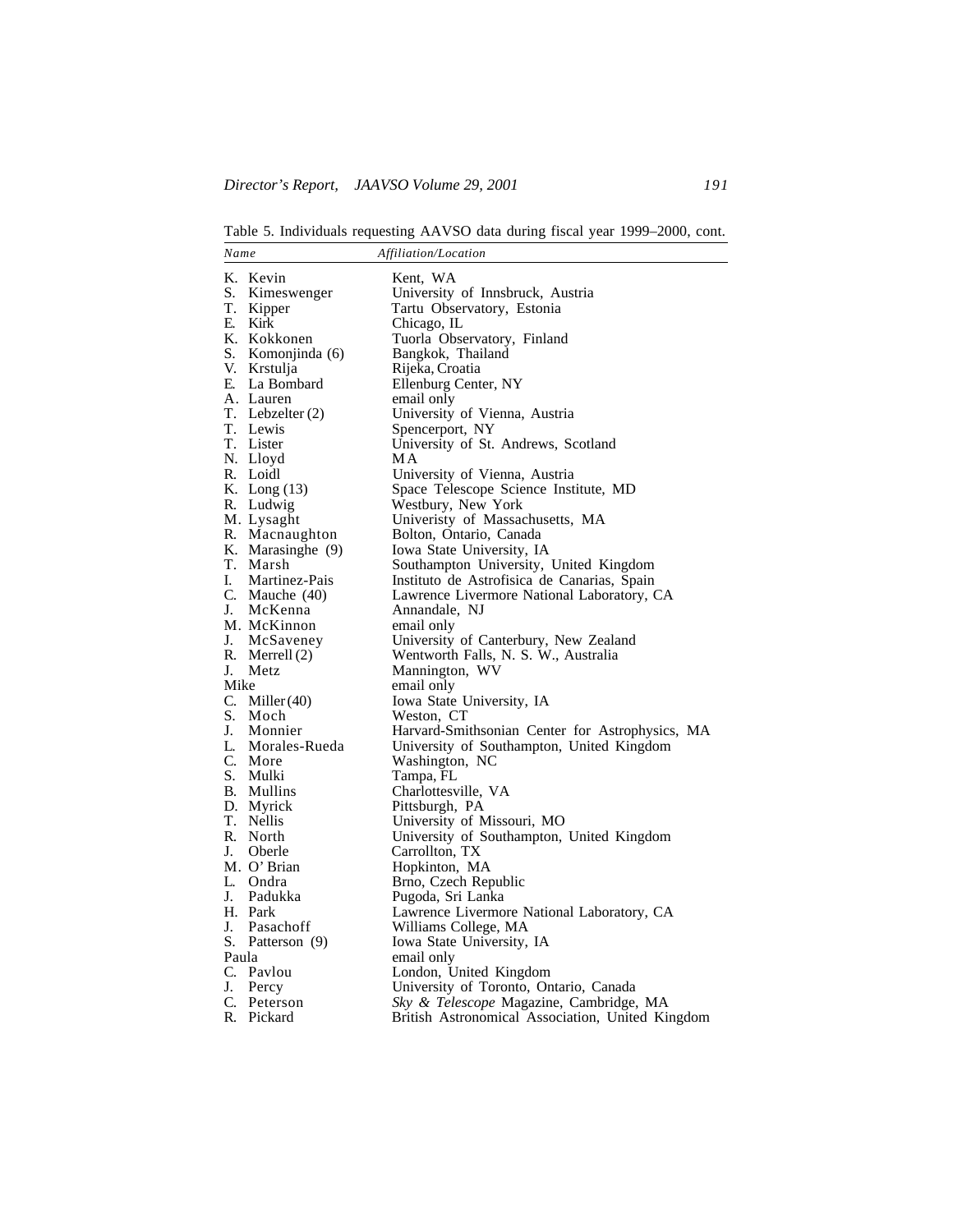Table 5. Individuals requesting AAVSO data during fiscal year 1999–2000, cont.

| *Name* | *Affiliation/Location* |
|---|---|
| K. Kevin | Kent, WA |
| S. Kimeswenger | University of Innsbruck, Austria |
| T. Kipper | Tartu Observatory, Estonia |
| E. Kirk | Chicago, IL |
| K. Kokkonen | Tuorla Observatory, Finland |
| S. Komonjinda (6) | Bangkok, Thailand |
| V. Krstulja | Rijeka, Croatia |
| E. La Bombard | Ellenburg Center, NY |
| A. Lauren | email only |
| T. Lebzelter (2) | University of Vienna, Austria |
| T. Lewis | Spencerport, NY |
| T. Lister | University of St. Andrews, Scotland |
| N. Lloyd | MA |
| R. Loidl | University of Vienna, Austria |
| K. Long (13) | Space Telescope Science Institute, MD |
| R. Ludwig | Westbury, New York |
| M. Lysaght | Univeristy of Massachusetts, MA |
| R. Macnaughton | Bolton, Ontario, Canada |
| K. Marasinghe (9) | Iowa State University, IA |
| T. Marsh | Southampton University, United Kingdom |
| I. Martinez-Pais | Instituto de Astrofisica de Canarias, Spain |
| C. Mauche (40) | Lawrence Livermore National Laboratory, CA |
| J. McKenna | Annandale, NJ |
| M. McKinnon | email only |
| J. McSaveney | University of Canterbury, New Zealand |
| R. Merrell (2) | Wentworth Falls, N. S. W., Australia |
| J. Metz | Mannington, WV |
| Mike | email only |
| C. Miller (40) | Iowa State University, IA |
| S. Moch | Weston, CT |
| J. Monnier | Harvard-Smithsonian Center for Astrophysics, MA |
| L. Morales-Rueda | University of Southampton, United Kingdom |
| C. More | Washington, NC |
| S. Mulki | Tampa, FL |
| B. Mullins | Charlottesville, VA |
| D. Myrick | Pittsburgh, PA |
| T. Nellis | University of Missouri, MO |
| R. North | University of Southampton, United Kingdom |
| J. Oberle | Carrollton, TX |
| M. O' Brian | Hopkinton, MA |
| L. Ondra | Brno, Czech Republic |
| J. Padukka | Pugoda, Sri Lanka |
| H. Park | Lawrence Livermore National Laboratory, CA |
| J. Pasachoff | Williams College, MA |
| S. Patterson (9) | Iowa State University, IA |
| Paula | email only |
| C. Pavlou | London, United Kingdom |
| J. Percy | University of Toronto, Ontario, Canada |
| C. Peterson | *Sky & Telescope* Magazine, Cambridge, MA |
| R. Pickard | British Astronomical Association, United Kingdom |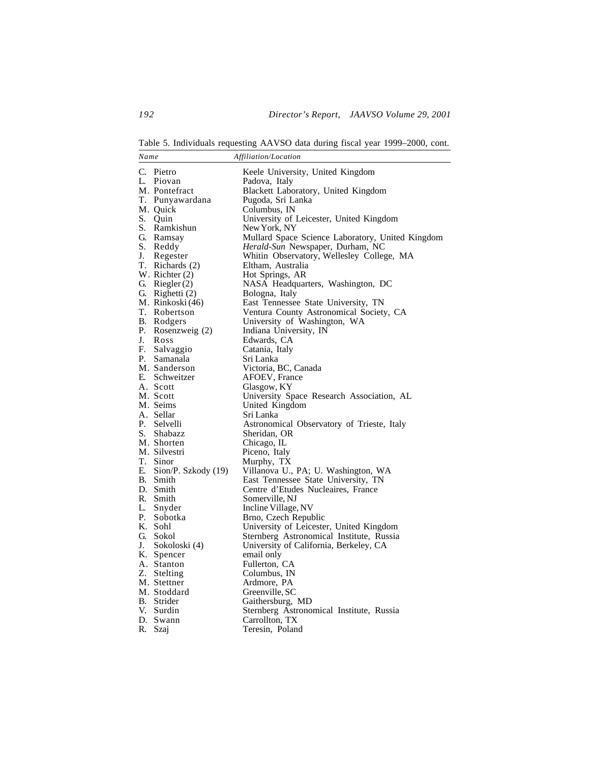Table 5. Individuals requesting AAVSO data during fiscal year 1999–2000, cont.

| *Name* | *Affiliation/Location* |
|---|---|
| C. Pietro | Keele University, United Kingdom |
| L. Piovan | Padova, Italy |
| M. Pontefract | Blackett Laboratory, United Kingdom |
| T. Punyawardana | Pugoda, Sri Lanka |
| M. Quick | Columbus, IN |
| S. Quin | University of Leicester, United Kingdom |
| S. Ramkishun | New York, NY |
| G. Ramsay | Mullard Space Science Laboratory, United Kingdom |
| S. Reddy | *Herald-Sun* Newspaper, Durham, NC |
| J. Regester | Whitin Observatory, Wellesley College, MA |
| T. Richards (2) | Eltham, Australia |
| W. Richter (2) | Hot Springs, AR |
| G. Riegler (2) | NASA Headquarters, Washington, DC |
| G. Righetti (2) | Bologna, Italy |
| M. Rinkoski (46) | East Tennessee State University, TN |
| T. Robertson | Ventura County Astronomical Society, CA |
| B. Rodgers | University of Washington, WA |
| P. Rosenzweig (2) | Indiana University, IN |
| J. Ross | Edwards, CA |
| F. Salvaggio | Catania, Italy |
| P. Samanala | Sri Lanka |
| M. Sanderson | Victoria, BC, Canada |
| E. Schweitzer | AFOEV, France |
| A. Scott | Glasgow, KY |
| M. Scott | University Space Research Association, AL |
| M. Seims | United Kingdom |
| A. Sellar | Sri Lanka |
| P. Selvelli | Astronomical Observatory of Trieste, Italy |
| S. Shabazz | Sheridan, OR |
| M. Shorten | Chicago, IL |
| M. Silvestri | Piceno, Italy |
| T. Sinor | Murphy, TX |
| E. Sion/P. Szkody (19) | Villanova U., PA; U. Washington, WA |
| B. Smith | East Tennessee State University, TN |
| D. Smith | Centre d'Etudes Nucleaires, France |
| R. Smith | Somerville, NJ |
| L. Snyder | Incline Village, NV |
| P. Sobotka | Brno, Czech Republic |
| K. Sohl | University of Leicester, United Kingdom |
| G. Sokol | Sternberg Astronomical Institute, Russia |
| J. Sokoloski (4) | University of California, Berkeley, CA |
| K. Spencer | email only |
| A. Stanton | Fullerton, CA |
| Z. Stelting | Columbus, IN |
| M. Stettner | Ardmore, PA |
| M. Stoddard | Greenville, SC |
| B. Strider | Gaithersburg, MD |
| V. Surdin | Sternberg Astronomical Institute, Russia |
| D. Swann | Carrollton, TX |
| R. Szaj | Teresin, Poland |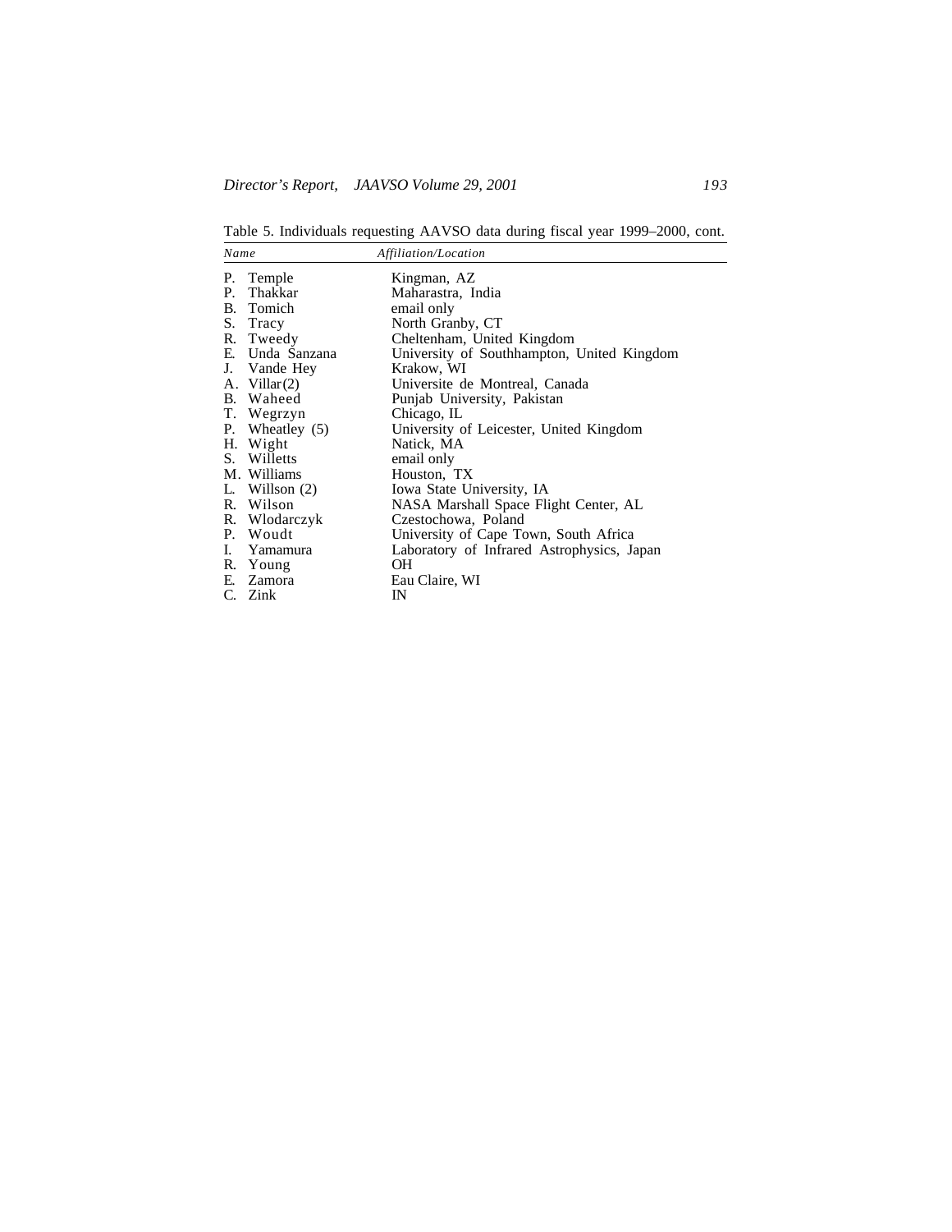Table 5. Individuals requesting AAVSO data during fiscal year 1999–2000, cont.

| *Name* | *Affiliation/Location* |
|---|---|
| P. Temple | Kingman, AZ |
| P. Thakkar | Maharastra, India |
| B. Tomich | email only |
| S. Tracy | North Granby, CT |
| R. Tweedy | Cheltenham, United Kingdom |
| E. Unda Sanzana | University of Southhampton, United Kingdom |
| J. Vande Hey | Krakow, WI |
| A. Villar(2) | Universite de Montreal, Canada |
| B. Waheed | Punjab University, Pakistan |
| T. Wegrzyn | Chicago, IL |
| P. Wheatley (5) | University of Leicester, United Kingdom |
| H. Wight | Natick, MA |
| S. Willetts | email only |
| M. Williams | Houston, TX |
| L. Willson (2) | Iowa State University, IA |
| R. Wilson | NASA Marshall Space Flight Center, AL |
| R. Wlodarczyk | Czestochowa, Poland |
| P. Woudt | University of Cape Town, South Africa |
| I. Yamamura | Laboratory of Infrared Astrophysics, Japan |
| R. Young | OH |
| E. Zamora | Eau Claire, WI |
| C. Zink | IN |